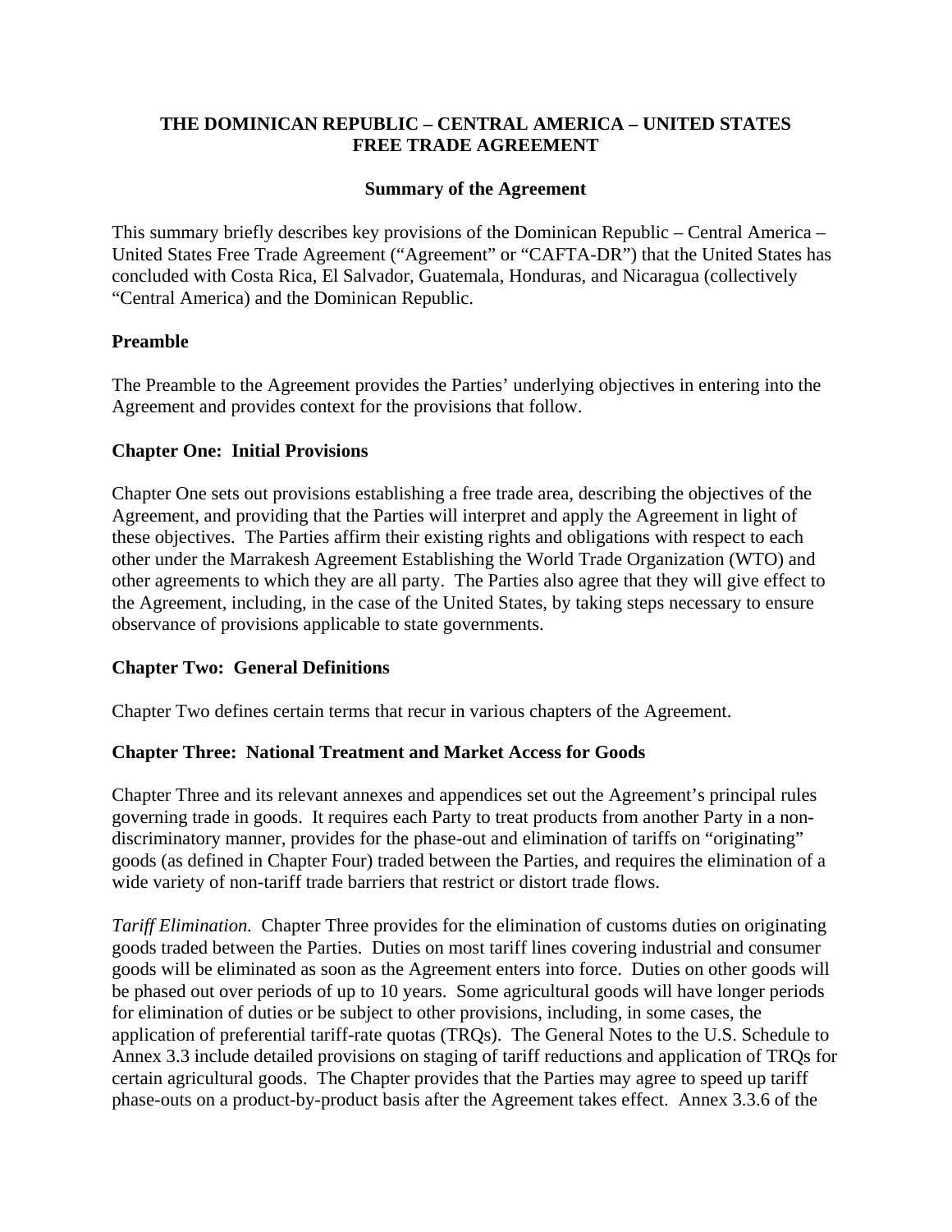# THE DOMINICAN REPUBLIC – CENTRAL AMERICA – UNITED STATES FREE TRADE AGREEMENT

## Summary of the Agreement

This summary briefly describes key provisions of the Dominican Republic – Central America – United States Free Trade Agreement ("Agreement" or "CAFTA-DR") that the United States has concluded with Costa Rica, El Salvador, Guatemala, Honduras, and Nicaragua (collectively "Central America) and the Dominican Republic.

### Preamble

The Preamble to the Agreement provides the Parties' underlying objectives in entering into the Agreement and provides context for the provisions that follow.

### Chapter One: Initial Provisions

Chapter One sets out provisions establishing a free trade area, describing the objectives of the Agreement, and providing that the Parties will interpret and apply the Agreement in light of these objectives. The Parties affirm their existing rights and obligations with respect to each other under the Marrakesh Agreement Establishing the World Trade Organization (WTO) and other agreements to which they are all party. The Parties also agree that they will give effect to the Agreement, including, in the case of the United States, by taking steps necessary to ensure observance of provisions applicable to state governments.

### Chapter Two: General Definitions

Chapter Two defines certain terms that recur in various chapters of the Agreement.

### Chapter Three: National Treatment and Market Access for Goods

Chapter Three and its relevant annexes and appendices set out the Agreement's principal rules governing trade in goods. It requires each Party to treat products from another Party in a non-discriminatory manner, provides for the phase-out and elimination of tariffs on "originating" goods (as defined in Chapter Four) traded between the Parties, and requires the elimination of a wide variety of non-tariff trade barriers that restrict or distort trade flows.

*Tariff Elimination.* Chapter Three provides for the elimination of customs duties on originating goods traded between the Parties. Duties on most tariff lines covering industrial and consumer goods will be eliminated as soon as the Agreement enters into force. Duties on other goods will be phased out over periods of up to 10 years. Some agricultural goods will have longer periods for elimination of duties or be subject to other provisions, including, in some cases, the application of preferential tariff-rate quotas (TRQs). The General Notes to the U.S. Schedule to Annex 3.3 include detailed provisions on staging of tariff reductions and application of TRQs for certain agricultural goods. The Chapter provides that the Parties may agree to speed up tariff phase-outs on a product-by-product basis after the Agreement takes effect. Annex 3.3.6 of the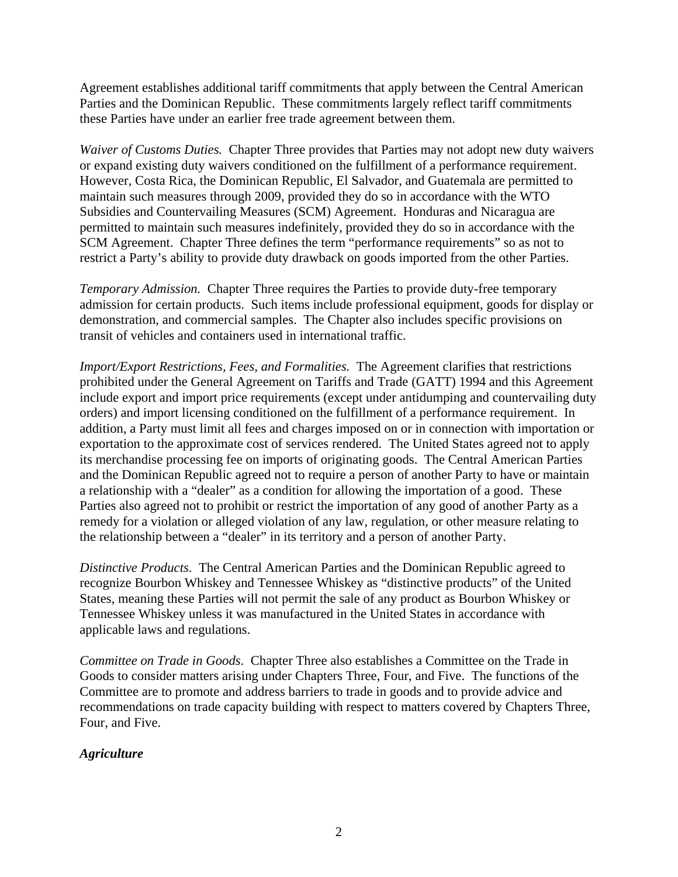Agreement establishes additional tariff commitments that apply between the Central American Parties and the Dominican Republic. These commitments largely reflect tariff commitments these Parties have under an earlier free trade agreement between them.

*Waiver of Customs Duties.* Chapter Three provides that Parties may not adopt new duty waivers or expand existing duty waivers conditioned on the fulfillment of a performance requirement. However, Costa Rica, the Dominican Republic, El Salvador, and Guatemala are permitted to maintain such measures through 2009, provided they do so in accordance with the WTO Subsidies and Countervailing Measures (SCM) Agreement. Honduras and Nicaragua are permitted to maintain such measures indefinitely, provided they do so in accordance with the SCM Agreement. Chapter Three defines the term "performance requirements" so as not to restrict a Party's ability to provide duty drawback on goods imported from the other Parties.

*Temporary Admission.* Chapter Three requires the Parties to provide duty-free temporary admission for certain products. Such items include professional equipment, goods for display or demonstration, and commercial samples. The Chapter also includes specific provisions on transit of vehicles and containers used in international traffic.

*Import/Export Restrictions, Fees, and Formalities.* The Agreement clarifies that restrictions prohibited under the General Agreement on Tariffs and Trade (GATT) 1994 and this Agreement include export and import price requirements (except under antidumping and countervailing duty orders) and import licensing conditioned on the fulfillment of a performance requirement. In addition, a Party must limit all fees and charges imposed on or in connection with importation or exportation to the approximate cost of services rendered. The United States agreed not to apply its merchandise processing fee on imports of originating goods. The Central American Parties and the Dominican Republic agreed not to require a person of another Party to have or maintain a relationship with a "dealer" as a condition for allowing the importation of a good. These Parties also agreed not to prohibit or restrict the importation of any good of another Party as a remedy for a violation or alleged violation of any law, regulation, or other measure relating to the relationship between a "dealer" in its territory and a person of another Party.

*Distinctive Products.* The Central American Parties and the Dominican Republic agreed to recognize Bourbon Whiskey and Tennessee Whiskey as "distinctive products" of the United States, meaning these Parties will not permit the sale of any product as Bourbon Whiskey or Tennessee Whiskey unless it was manufactured in the United States in accordance with applicable laws and regulations.

*Committee on Trade in Goods.* Chapter Three also establishes a Committee on the Trade in Goods to consider matters arising under Chapters Three, Four, and Five. The functions of the Committee are to promote and address barriers to trade in goods and to provide advice and recommendations on trade capacity building with respect to matters covered by Chapters Three, Four, and Five.

***Agriculture***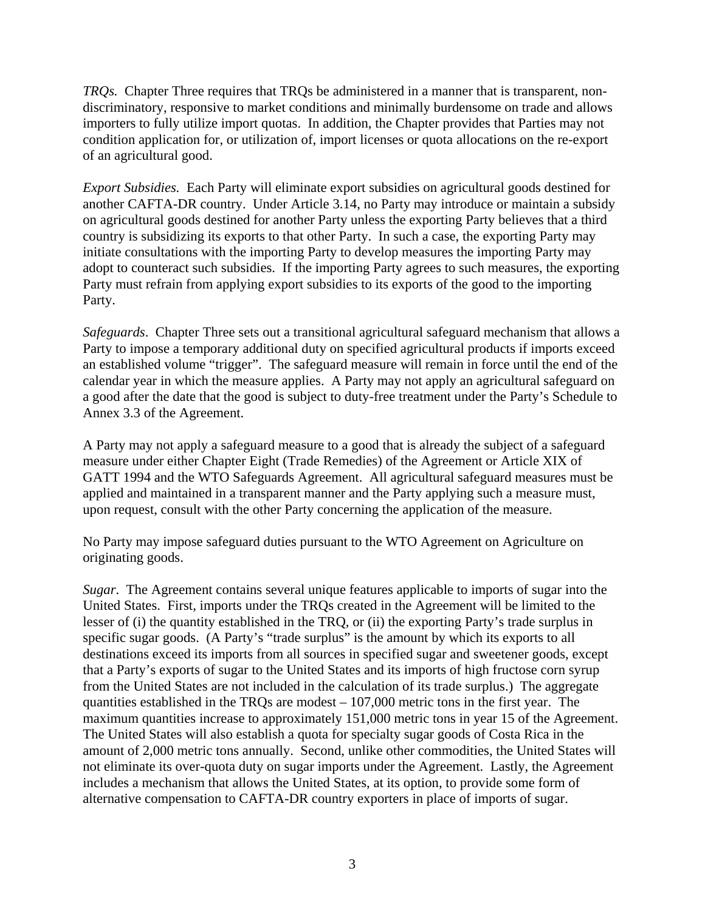*TRQs.* Chapter Three requires that TRQs be administered in a manner that is transparent, non-discriminatory, responsive to market conditions and minimally burdensome on trade and allows importers to fully utilize import quotas. In addition, the Chapter provides that Parties may not condition application for, or utilization of, import licenses or quota allocations on the re-export of an agricultural good.

*Export Subsidies.* Each Party will eliminate export subsidies on agricultural goods destined for another CAFTA-DR country. Under Article 3.14, no Party may introduce or maintain a subsidy on agricultural goods destined for another Party unless the exporting Party believes that a third country is subsidizing its exports to that other Party. In such a case, the exporting Party may initiate consultations with the importing Party to develop measures the importing Party may adopt to counteract such subsidies. If the importing Party agrees to such measures, the exporting Party must refrain from applying export subsidies to its exports of the good to the importing Party.

*Safeguards*. Chapter Three sets out a transitional agricultural safeguard mechanism that allows a Party to impose a temporary additional duty on specified agricultural products if imports exceed an established volume "trigger". The safeguard measure will remain in force until the end of the calendar year in which the measure applies. A Party may not apply an agricultural safeguard on a good after the date that the good is subject to duty-free treatment under the Party's Schedule to Annex 3.3 of the Agreement.

A Party may not apply a safeguard measure to a good that is already the subject of a safeguard measure under either Chapter Eight (Trade Remedies) of the Agreement or Article XIX of GATT 1994 and the WTO Safeguards Agreement. All agricultural safeguard measures must be applied and maintained in a transparent manner and the Party applying such a measure must, upon request, consult with the other Party concerning the application of the measure.

No Party may impose safeguard duties pursuant to the WTO Agreement on Agriculture on originating goods.

*Sugar*. The Agreement contains several unique features applicable to imports of sugar into the United States. First, imports under the TRQs created in the Agreement will be limited to the lesser of (i) the quantity established in the TRQ, or (ii) the exporting Party's trade surplus in specific sugar goods. (A Party's "trade surplus" is the amount by which its exports to all destinations exceed its imports from all sources in specified sugar and sweetener goods, except that a Party's exports of sugar to the United States and its imports of high fructose corn syrup from the United States are not included in the calculation of its trade surplus.) The aggregate quantities established in the TRQs are modest – 107,000 metric tons in the first year. The maximum quantities increase to approximately 151,000 metric tons in year 15 of the Agreement. The United States will also establish a quota for specialty sugar goods of Costa Rica in the amount of 2,000 metric tons annually. Second, unlike other commodities, the United States will not eliminate its over-quota duty on sugar imports under the Agreement. Lastly, the Agreement includes a mechanism that allows the United States, at its option, to provide some form of alternative compensation to CAFTA-DR country exporters in place of imports of sugar.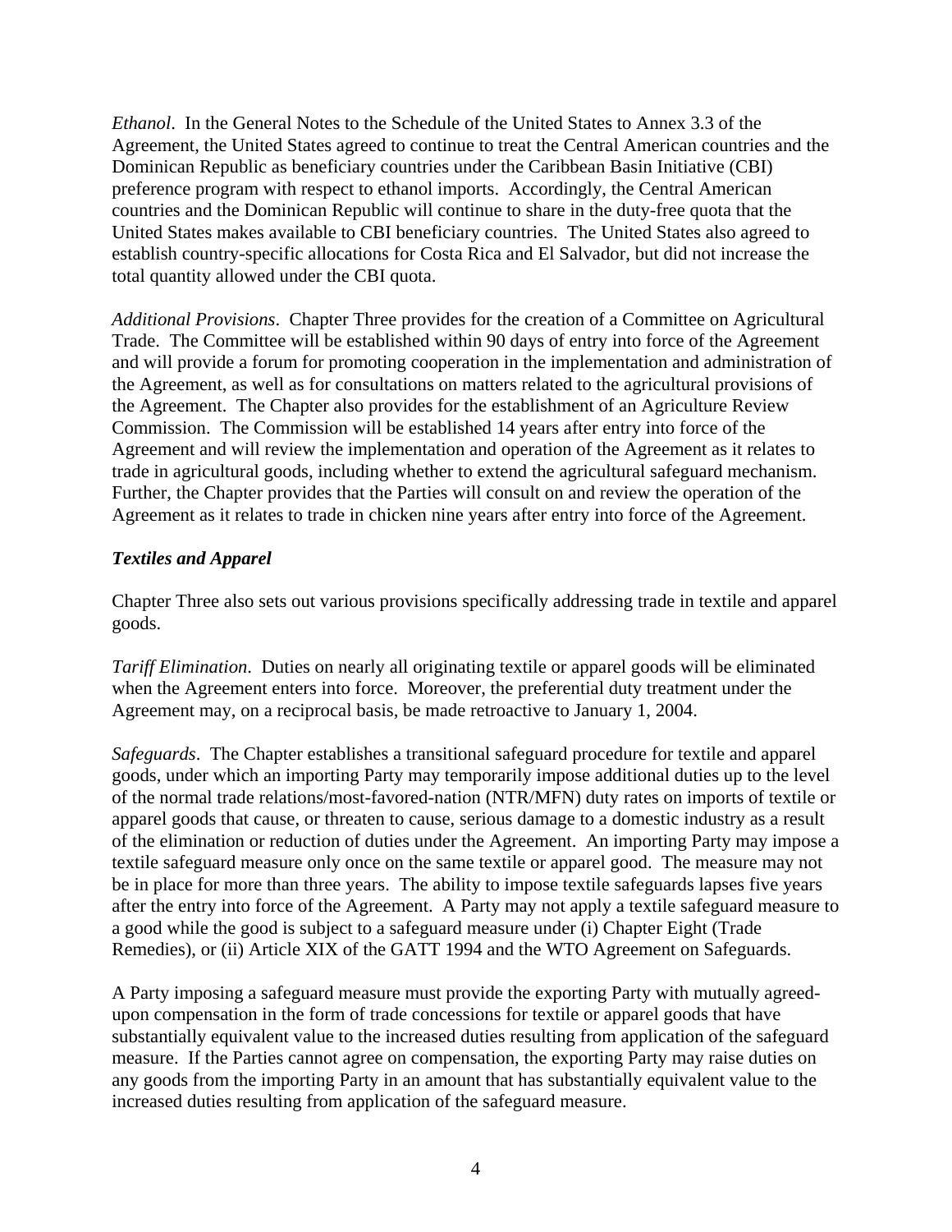*Ethanol*. In the General Notes to the Schedule of the United States to Annex 3.3 of the Agreement, the United States agreed to continue to treat the Central American countries and the Dominican Republic as beneficiary countries under the Caribbean Basin Initiative (CBI) preference program with respect to ethanol imports. Accordingly, the Central American countries and the Dominican Republic will continue to share in the duty-free quota that the United States makes available to CBI beneficiary countries. The United States also agreed to establish country-specific allocations for Costa Rica and El Salvador, but did not increase the total quantity allowed under the CBI quota.

*Additional Provisions*. Chapter Three provides for the creation of a Committee on Agricultural Trade. The Committee will be established within 90 days of entry into force of the Agreement and will provide a forum for promoting cooperation in the implementation and administration of the Agreement, as well as for consultations on matters related to the agricultural provisions of the Agreement. The Chapter also provides for the establishment of an Agriculture Review Commission. The Commission will be established 14 years after entry into force of the Agreement and will review the implementation and operation of the Agreement as it relates to trade in agricultural goods, including whether to extend the agricultural safeguard mechanism. Further, the Chapter provides that the Parties will consult on and review the operation of the Agreement as it relates to trade in chicken nine years after entry into force of the Agreement.

***Textiles and Apparel***

Chapter Three also sets out various provisions specifically addressing trade in textile and apparel goods.

*Tariff Elimination*. Duties on nearly all originating textile or apparel goods will be eliminated when the Agreement enters into force. Moreover, the preferential duty treatment under the Agreement may, on a reciprocal basis, be made retroactive to January 1, 2004.

*Safeguards*. The Chapter establishes a transitional safeguard procedure for textile and apparel goods, under which an importing Party may temporarily impose additional duties up to the level of the normal trade relations/most-favored-nation (NTR/MFN) duty rates on imports of textile or apparel goods that cause, or threaten to cause, serious damage to a domestic industry as a result of the elimination or reduction of duties under the Agreement. An importing Party may impose a textile safeguard measure only once on the same textile or apparel good. The measure may not be in place for more than three years. The ability to impose textile safeguards lapses five years after the entry into force of the Agreement. A Party may not apply a textile safeguard measure to a good while the good is subject to a safeguard measure under (i) Chapter Eight (Trade Remedies), or (ii) Article XIX of the GATT 1994 and the WTO Agreement on Safeguards.

A Party imposing a safeguard measure must provide the exporting Party with mutually agreed-upon compensation in the form of trade concessions for textile or apparel goods that have substantially equivalent value to the increased duties resulting from application of the safeguard measure. If the Parties cannot agree on compensation, the exporting Party may raise duties on any goods from the importing Party in an amount that has substantially equivalent value to the increased duties resulting from application of the safeguard measure.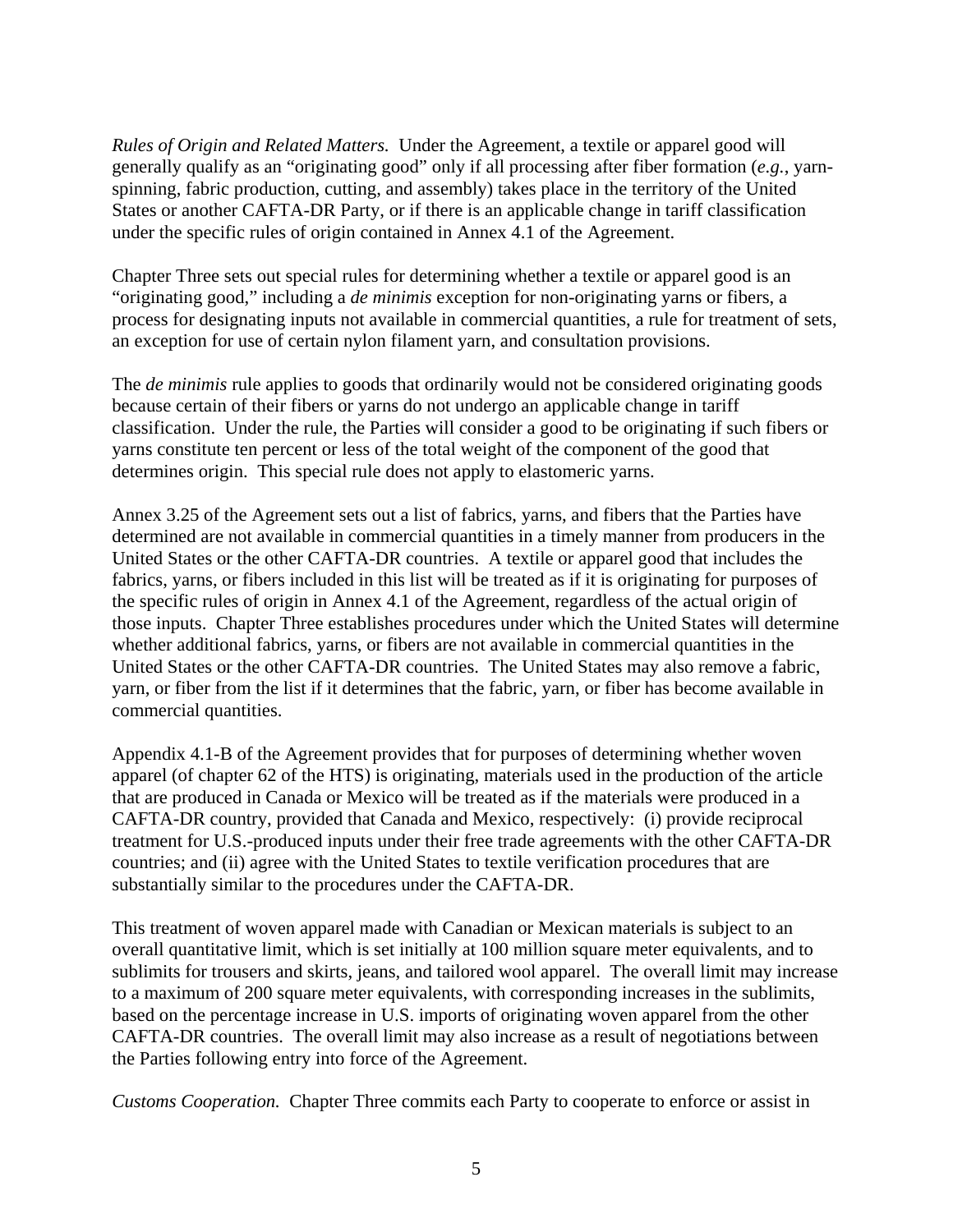*Rules of Origin and Related Matters.* Under the Agreement, a textile or apparel good will generally qualify as an "originating good" only if all processing after fiber formation (*e.g.*, yarn-spinning, fabric production, cutting, and assembly) takes place in the territory of the United States or another CAFTA-DR Party, or if there is an applicable change in tariff classification under the specific rules of origin contained in Annex 4.1 of the Agreement.

Chapter Three sets out special rules for determining whether a textile or apparel good is an "originating good," including a *de minimis* exception for non-originating yarns or fibers, a process for designating inputs not available in commercial quantities, a rule for treatment of sets, an exception for use of certain nylon filament yarn, and consultation provisions.

The *de minimis* rule applies to goods that ordinarily would not be considered originating goods because certain of their fibers or yarns do not undergo an applicable change in tariff classification. Under the rule, the Parties will consider a good to be originating if such fibers or yarns constitute ten percent or less of the total weight of the component of the good that determines origin. This special rule does not apply to elastomeric yarns.

Annex 3.25 of the Agreement sets out a list of fabrics, yarns, and fibers that the Parties have determined are not available in commercial quantities in a timely manner from producers in the United States or the other CAFTA-DR countries. A textile or apparel good that includes the fabrics, yarns, or fibers included in this list will be treated as if it is originating for purposes of the specific rules of origin in Annex 4.1 of the Agreement, regardless of the actual origin of those inputs. Chapter Three establishes procedures under which the United States will determine whether additional fabrics, yarns, or fibers are not available in commercial quantities in the United States or the other CAFTA-DR countries. The United States may also remove a fabric, yarn, or fiber from the list if it determines that the fabric, yarn, or fiber has become available in commercial quantities.

Appendix 4.1-B of the Agreement provides that for purposes of determining whether woven apparel (of chapter 62 of the HTS) is originating, materials used in the production of the article that are produced in Canada or Mexico will be treated as if the materials were produced in a CAFTA-DR country, provided that Canada and Mexico, respectively: (i) provide reciprocal treatment for U.S.-produced inputs under their free trade agreements with the other CAFTA-DR countries; and (ii) agree with the United States to textile verification procedures that are substantially similar to the procedures under the CAFTA-DR.

This treatment of woven apparel made with Canadian or Mexican materials is subject to an overall quantitative limit, which is set initially at 100 million square meter equivalents, and to sublimits for trousers and skirts, jeans, and tailored wool apparel. The overall limit may increase to a maximum of 200 square meter equivalents, with corresponding increases in the sublimits, based on the percentage increase in U.S. imports of originating woven apparel from the other CAFTA-DR countries. The overall limit may also increase as a result of negotiations between the Parties following entry into force of the Agreement.

*Customs Cooperation.* Chapter Three commits each Party to cooperate to enforce or assist in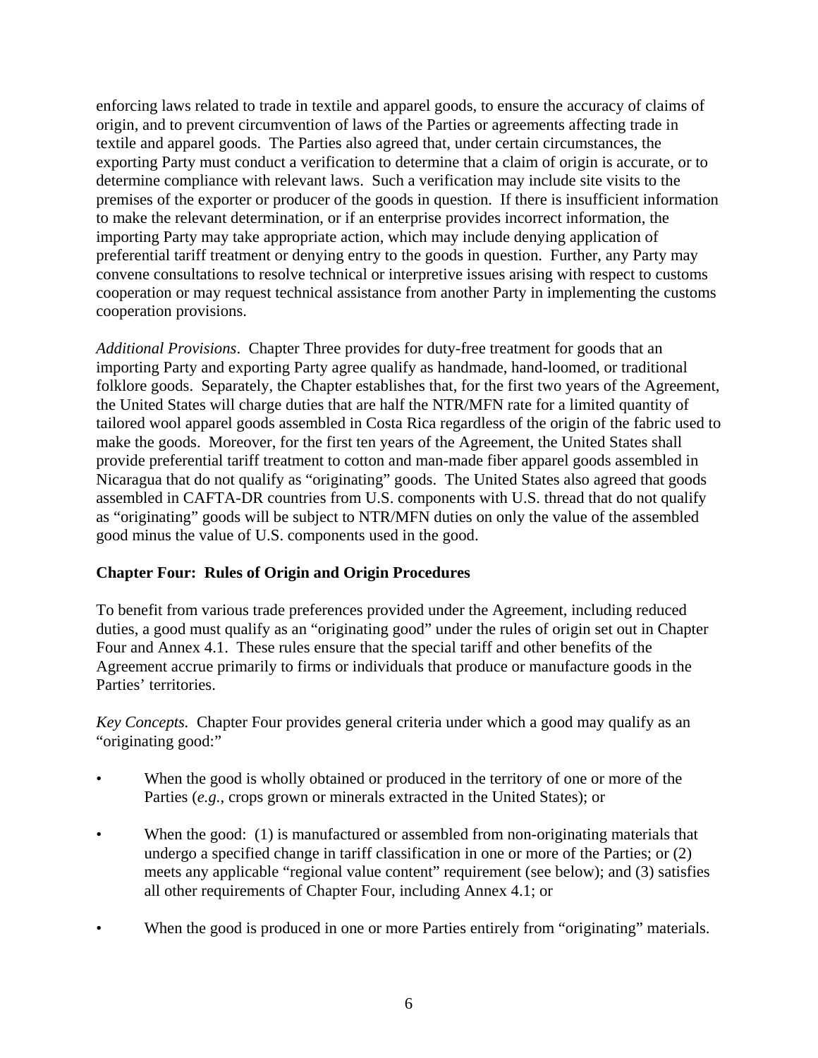enforcing laws related to trade in textile and apparel goods, to ensure the accuracy of claims of origin, and to prevent circumvention of laws of the Parties or agreements affecting trade in textile and apparel goods. The Parties also agreed that, under certain circumstances, the exporting Party must conduct a verification to determine that a claim of origin is accurate, or to determine compliance with relevant laws. Such a verification may include site visits to the premises of the exporter or producer of the goods in question. If there is insufficient information to make the relevant determination, or if an enterprise provides incorrect information, the importing Party may take appropriate action, which may include denying application of preferential tariff treatment or denying entry to the goods in question. Further, any Party may convene consultations to resolve technical or interpretive issues arising with respect to customs cooperation or may request technical assistance from another Party in implementing the customs cooperation provisions.

*Additional Provisions*. Chapter Three provides for duty-free treatment for goods that an importing Party and exporting Party agree qualify as handmade, hand-loomed, or traditional folklore goods. Separately, the Chapter establishes that, for the first two years of the Agreement, the United States will charge duties that are half the NTR/MFN rate for a limited quantity of tailored wool apparel goods assembled in Costa Rica regardless of the origin of the fabric used to make the goods. Moreover, for the first ten years of the Agreement, the United States shall provide preferential tariff treatment to cotton and man-made fiber apparel goods assembled in Nicaragua that do not qualify as "originating" goods. The United States also agreed that goods assembled in CAFTA-DR countries from U.S. components with U.S. thread that do not qualify as "originating" goods will be subject to NTR/MFN duties on only the value of the assembled good minus the value of U.S. components used in the good.

**Chapter Four: Rules of Origin and Origin Procedures**

To benefit from various trade preferences provided under the Agreement, including reduced duties, a good must qualify as an "originating good" under the rules of origin set out in Chapter Four and Annex 4.1. These rules ensure that the special tariff and other benefits of the Agreement accrue primarily to firms or individuals that produce or manufacture goods in the Parties' territories.

*Key Concepts.* Chapter Four provides general criteria under which a good may qualify as an "originating good:"

- When the good is wholly obtained or produced in the territory of one or more of the Parties (*e.g.*, crops grown or minerals extracted in the United States); or
- When the good: (1) is manufactured or assembled from non-originating materials that undergo a specified change in tariff classification in one or more of the Parties; or (2) meets any applicable "regional value content" requirement (see below); and (3) satisfies all other requirements of Chapter Four, including Annex 4.1; or
- When the good is produced in one or more Parties entirely from "originating" materials.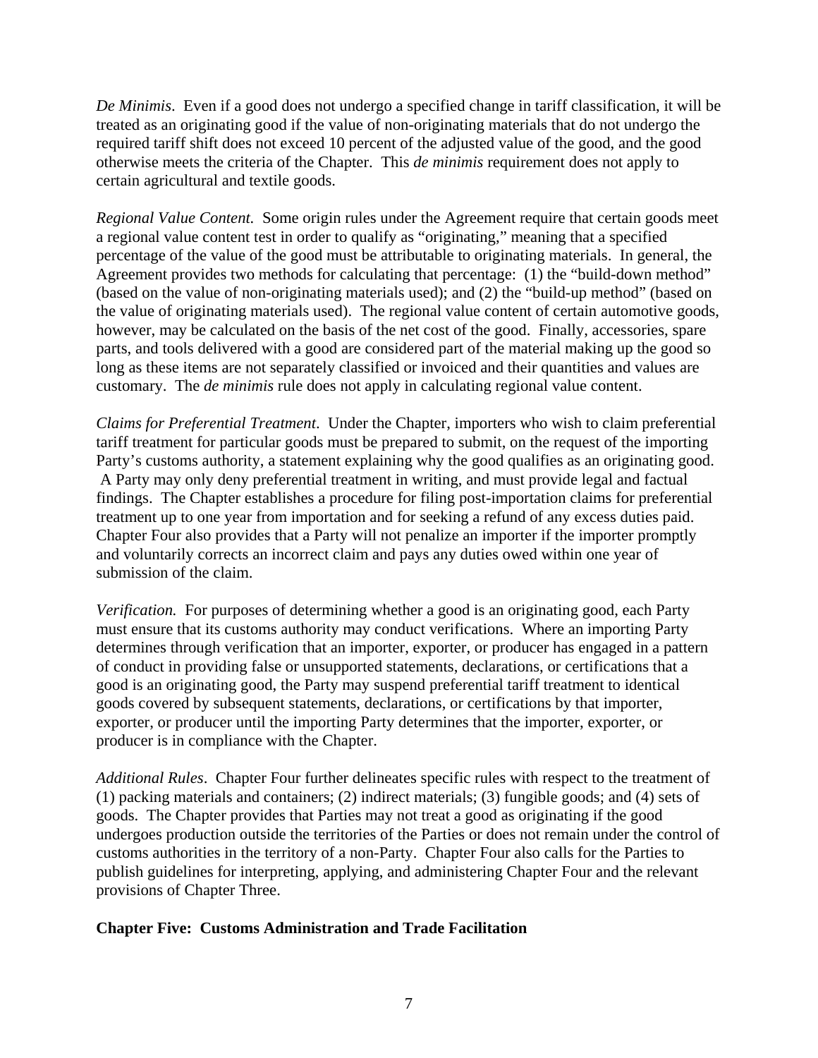*De Minimis*. Even if a good does not undergo a specified change in tariff classification, it will be treated as an originating good if the value of non-originating materials that do not undergo the required tariff shift does not exceed 10 percent of the adjusted value of the good, and the good otherwise meets the criteria of the Chapter. This *de minimis* requirement does not apply to certain agricultural and textile goods.

*Regional Value Content.* Some origin rules under the Agreement require that certain goods meet a regional value content test in order to qualify as "originating," meaning that a specified percentage of the value of the good must be attributable to originating materials. In general, the Agreement provides two methods for calculating that percentage: (1) the "build-down method" (based on the value of non-originating materials used); and (2) the "build-up method" (based on the value of originating materials used). The regional value content of certain automotive goods, however, may be calculated on the basis of the net cost of the good. Finally, accessories, spare parts, and tools delivered with a good are considered part of the material making up the good so long as these items are not separately classified or invoiced and their quantities and values are customary. The *de minimis* rule does not apply in calculating regional value content.

*Claims for Preferential Treatment*. Under the Chapter, importers who wish to claim preferential tariff treatment for particular goods must be prepared to submit, on the request of the importing Party's customs authority, a statement explaining why the good qualifies as an originating good. A Party may only deny preferential treatment in writing, and must provide legal and factual findings. The Chapter establishes a procedure for filing post-importation claims for preferential treatment up to one year from importation and for seeking a refund of any excess duties paid. Chapter Four also provides that a Party will not penalize an importer if the importer promptly and voluntarily corrects an incorrect claim and pays any duties owed within one year of submission of the claim.

*Verification.* For purposes of determining whether a good is an originating good, each Party must ensure that its customs authority may conduct verifications. Where an importing Party determines through verification that an importer, exporter, or producer has engaged in a pattern of conduct in providing false or unsupported statements, declarations, or certifications that a good is an originating good, the Party may suspend preferential tariff treatment to identical goods covered by subsequent statements, declarations, or certifications by that importer, exporter, or producer until the importing Party determines that the importer, exporter, or producer is in compliance with the Chapter.

*Additional Rules*. Chapter Four further delineates specific rules with respect to the treatment of (1) packing materials and containers; (2) indirect materials; (3) fungible goods; and (4) sets of goods. The Chapter provides that Parties may not treat a good as originating if the good undergoes production outside the territories of the Parties or does not remain under the control of customs authorities in the territory of a non-Party. Chapter Four also calls for the Parties to publish guidelines for interpreting, applying, and administering Chapter Four and the relevant provisions of Chapter Three.

**Chapter Five: Customs Administration and Trade Facilitation**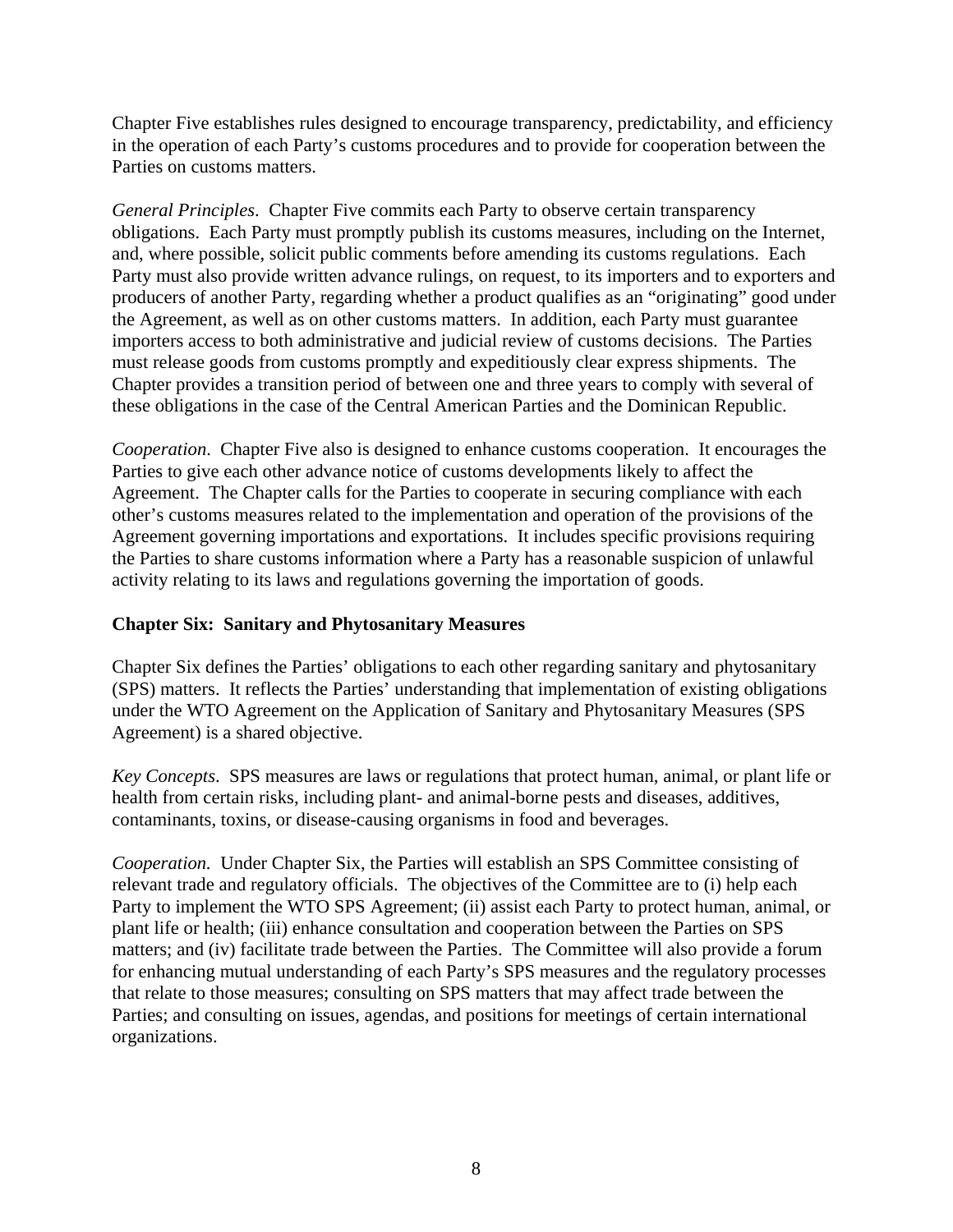Chapter Five establishes rules designed to encourage transparency, predictability, and efficiency in the operation of each Party's customs procedures and to provide for cooperation between the Parties on customs matters.

*General Principles*. Chapter Five commits each Party to observe certain transparency obligations. Each Party must promptly publish its customs measures, including on the Internet, and, where possible, solicit public comments before amending its customs regulations. Each Party must also provide written advance rulings, on request, to its importers and to exporters and producers of another Party, regarding whether a product qualifies as an "originating" good under the Agreement, as well as on other customs matters. In addition, each Party must guarantee importers access to both administrative and judicial review of customs decisions. The Parties must release goods from customs promptly and expeditiously clear express shipments. The Chapter provides a transition period of between one and three years to comply with several of these obligations in the case of the Central American Parties and the Dominican Republic.

*Cooperation*. Chapter Five also is designed to enhance customs cooperation. It encourages the Parties to give each other advance notice of customs developments likely to affect the Agreement. The Chapter calls for the Parties to cooperate in securing compliance with each other's customs measures related to the implementation and operation of the provisions of the Agreement governing importations and exportations. It includes specific provisions requiring the Parties to share customs information where a Party has a reasonable suspicion of unlawful activity relating to its laws and regulations governing the importation of goods.

**Chapter Six: Sanitary and Phytosanitary Measures**

Chapter Six defines the Parties' obligations to each other regarding sanitary and phytosanitary (SPS) matters. It reflects the Parties' understanding that implementation of existing obligations under the WTO Agreement on the Application of Sanitary and Phytosanitary Measures (SPS Agreement) is a shared objective.

*Key Concepts*. SPS measures are laws or regulations that protect human, animal, or plant life or health from certain risks, including plant- and animal-borne pests and diseases, additives, contaminants, toxins, or disease-causing organisms in food and beverages.

*Cooperation.* Under Chapter Six, the Parties will establish an SPS Committee consisting of relevant trade and regulatory officials. The objectives of the Committee are to (i) help each Party to implement the WTO SPS Agreement; (ii) assist each Party to protect human, animal, or plant life or health; (iii) enhance consultation and cooperation between the Parties on SPS matters; and (iv) facilitate trade between the Parties. The Committee will also provide a forum for enhancing mutual understanding of each Party's SPS measures and the regulatory processes that relate to those measures; consulting on SPS matters that may affect trade between the Parties; and consulting on issues, agendas, and positions for meetings of certain international organizations.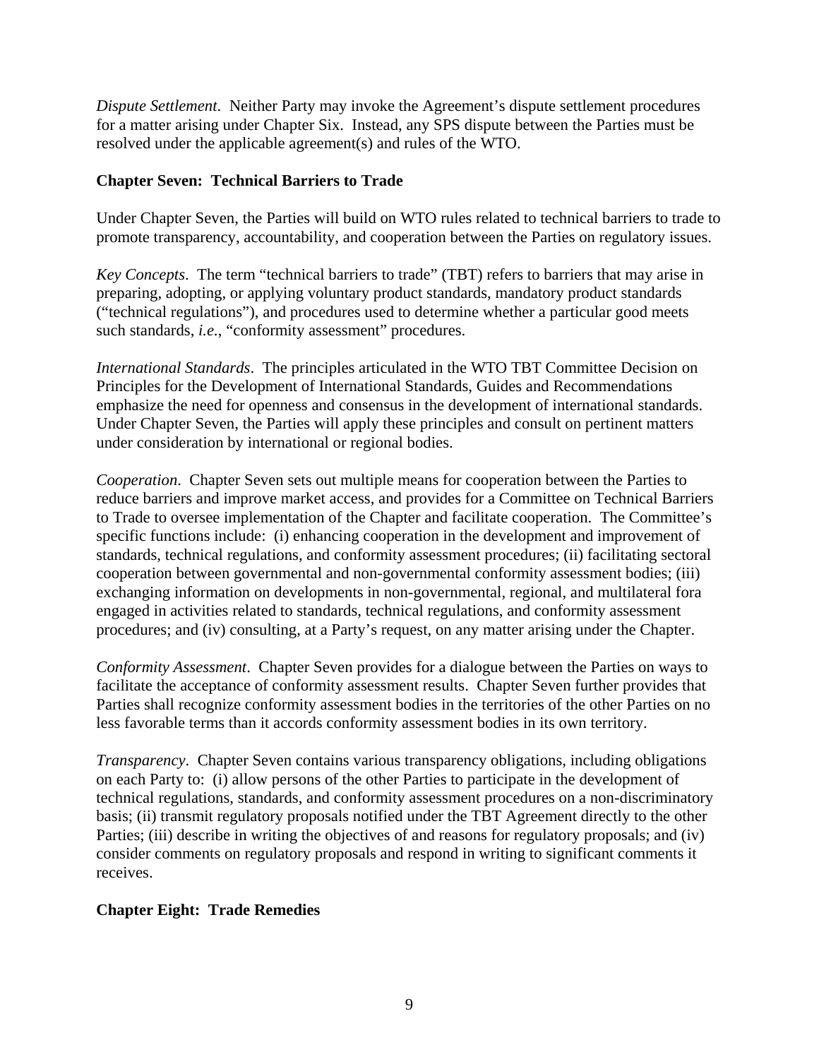*Dispute Settlement*. Neither Party may invoke the Agreement's dispute settlement procedures for a matter arising under Chapter Six. Instead, any SPS dispute between the Parties must be resolved under the applicable agreement(s) and rules of the WTO.

### Chapter Seven: Technical Barriers to Trade

Under Chapter Seven, the Parties will build on WTO rules related to technical barriers to trade to promote transparency, accountability, and cooperation between the Parties on regulatory issues.

*Key Concepts*. The term "technical barriers to trade" (TBT) refers to barriers that may arise in preparing, adopting, or applying voluntary product standards, mandatory product standards ("technical regulations"), and procedures used to determine whether a particular good meets such standards, *i.e.*, "conformity assessment" procedures.

*International Standards*. The principles articulated in the WTO TBT Committee Decision on Principles for the Development of International Standards, Guides and Recommendations emphasize the need for openness and consensus in the development of international standards. Under Chapter Seven, the Parties will apply these principles and consult on pertinent matters under consideration by international or regional bodies.

*Cooperation*. Chapter Seven sets out multiple means for cooperation between the Parties to reduce barriers and improve market access, and provides for a Committee on Technical Barriers to Trade to oversee implementation of the Chapter and facilitate cooperation. The Committee's specific functions include: (i) enhancing cooperation in the development and improvement of standards, technical regulations, and conformity assessment procedures; (ii) facilitating sectoral cooperation between governmental and non-governmental conformity assessment bodies; (iii) exchanging information on developments in non-governmental, regional, and multilateral fora engaged in activities related to standards, technical regulations, and conformity assessment procedures; and (iv) consulting, at a Party's request, on any matter arising under the Chapter.

*Conformity Assessment*. Chapter Seven provides for a dialogue between the Parties on ways to facilitate the acceptance of conformity assessment results. Chapter Seven further provides that Parties shall recognize conformity assessment bodies in the territories of the other Parties on no less favorable terms than it accords conformity assessment bodies in its own territory.

*Transparency*. Chapter Seven contains various transparency obligations, including obligations on each Party to: (i) allow persons of the other Parties to participate in the development of technical regulations, standards, and conformity assessment procedures on a non-discriminatory basis; (ii) transmit regulatory proposals notified under the TBT Agreement directly to the other Parties; (iii) describe in writing the objectives of and reasons for regulatory proposals; and (iv) consider comments on regulatory proposals and respond in writing to significant comments it receives.

### Chapter Eight: Trade Remedies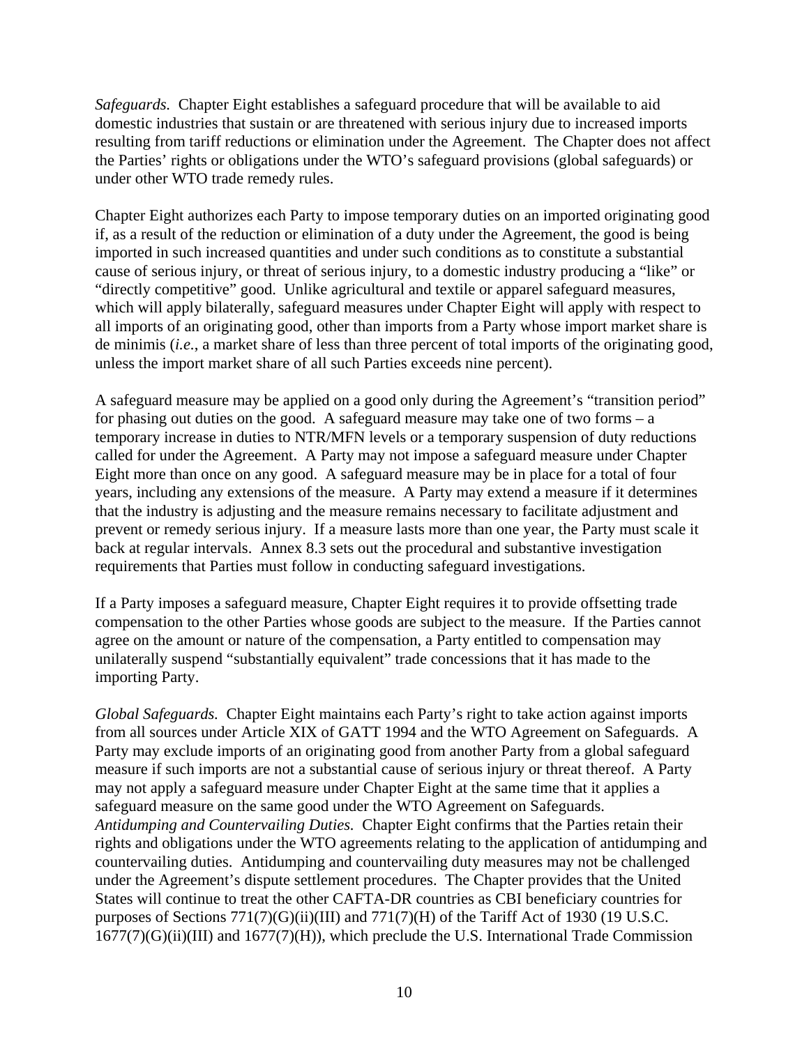*Safeguards.* Chapter Eight establishes a safeguard procedure that will be available to aid domestic industries that sustain or are threatened with serious injury due to increased imports resulting from tariff reductions or elimination under the Agreement. The Chapter does not affect the Parties' rights or obligations under the WTO's safeguard provisions (global safeguards) or under other WTO trade remedy rules.

Chapter Eight authorizes each Party to impose temporary duties on an imported originating good if, as a result of the reduction or elimination of a duty under the Agreement, the good is being imported in such increased quantities and under such conditions as to constitute a substantial cause of serious injury, or threat of serious injury, to a domestic industry producing a "like" or "directly competitive" good. Unlike agricultural and textile or apparel safeguard measures, which will apply bilaterally, safeguard measures under Chapter Eight will apply with respect to all imports of an originating good, other than imports from a Party whose import market share is de minimis (*i.e.*, a market share of less than three percent of total imports of the originating good, unless the import market share of all such Parties exceeds nine percent).

A safeguard measure may be applied on a good only during the Agreement's "transition period" for phasing out duties on the good. A safeguard measure may take one of two forms – a temporary increase in duties to NTR/MFN levels or a temporary suspension of duty reductions called for under the Agreement. A Party may not impose a safeguard measure under Chapter Eight more than once on any good. A safeguard measure may be in place for a total of four years, including any extensions of the measure. A Party may extend a measure if it determines that the industry is adjusting and the measure remains necessary to facilitate adjustment and prevent or remedy serious injury. If a measure lasts more than one year, the Party must scale it back at regular intervals. Annex 8.3 sets out the procedural and substantive investigation requirements that Parties must follow in conducting safeguard investigations.

If a Party imposes a safeguard measure, Chapter Eight requires it to provide offsetting trade compensation to the other Parties whose goods are subject to the measure. If the Parties cannot agree on the amount or nature of the compensation, a Party entitled to compensation may unilaterally suspend "substantially equivalent" trade concessions that it has made to the importing Party.

*Global Safeguards.* Chapter Eight maintains each Party's right to take action against imports from all sources under Article XIX of GATT 1994 and the WTO Agreement on Safeguards. A Party may exclude imports of an originating good from another Party from a global safeguard measure if such imports are not a substantial cause of serious injury or threat thereof. A Party may not apply a safeguard measure under Chapter Eight at the same time that it applies a safeguard measure on the same good under the WTO Agreement on Safeguards.

*Antidumping and Countervailing Duties.* Chapter Eight confirms that the Parties retain their rights and obligations under the WTO agreements relating to the application of antidumping and countervailing duties. Antidumping and countervailing duty measures may not be challenged under the Agreement's dispute settlement procedures. The Chapter provides that the United States will continue to treat the other CAFTA-DR countries as CBI beneficiary countries for purposes of Sections 771(7)(G)(ii)(III) and 771(7)(H) of the Tariff Act of 1930 (19 U.S.C. 1677(7)(G)(ii)(III) and 1677(7)(H)), which preclude the U.S. International Trade Commission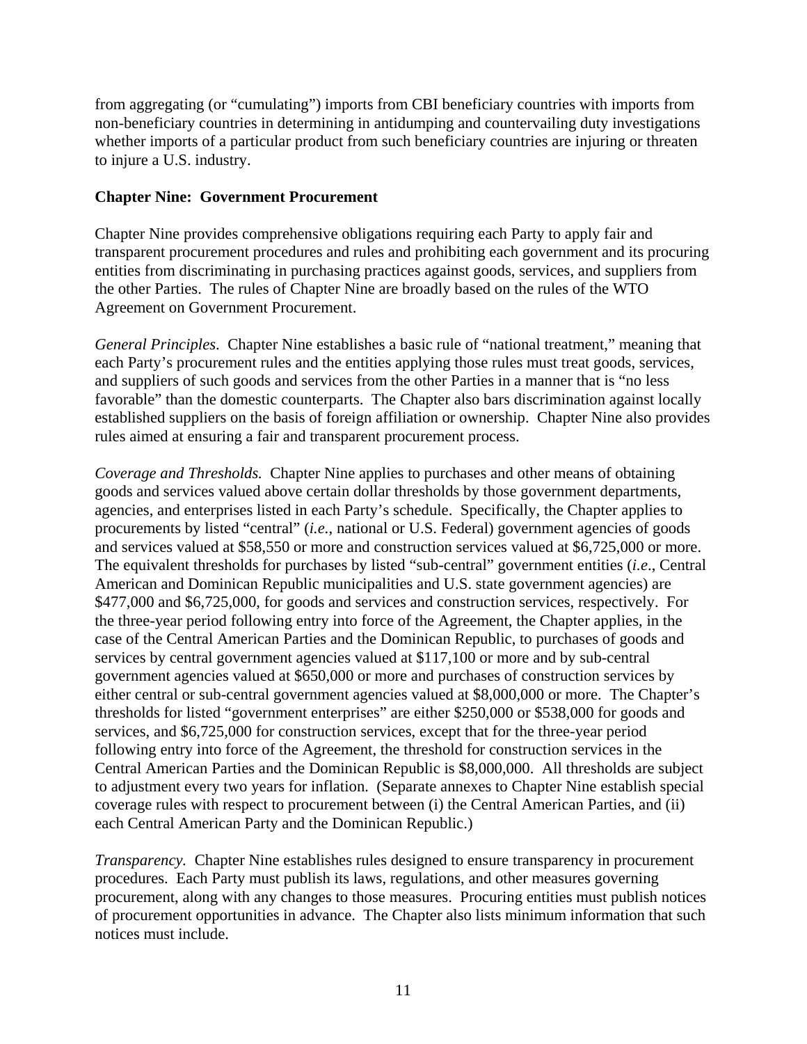from aggregating (or "cumulating") imports from CBI beneficiary countries with imports from non-beneficiary countries in determining in antidumping and countervailing duty investigations whether imports of a particular product from such beneficiary countries are injuring or threaten to injure a U.S. industry.

**Chapter Nine: Government Procurement**

Chapter Nine provides comprehensive obligations requiring each Party to apply fair and transparent procurement procedures and rules and prohibiting each government and its procuring entities from discriminating in purchasing practices against goods, services, and suppliers from the other Parties. The rules of Chapter Nine are broadly based on the rules of the WTO Agreement on Government Procurement.

*General Principles*. Chapter Nine establishes a basic rule of "national treatment," meaning that each Party's procurement rules and the entities applying those rules must treat goods, services, and suppliers of such goods and services from the other Parties in a manner that is "no less favorable" than the domestic counterparts. The Chapter also bars discrimination against locally established suppliers on the basis of foreign affiliation or ownership. Chapter Nine also provides rules aimed at ensuring a fair and transparent procurement process.

*Coverage and Thresholds.* Chapter Nine applies to purchases and other means of obtaining goods and services valued above certain dollar thresholds by those government departments, agencies, and enterprises listed in each Party's schedule. Specifically, the Chapter applies to procurements by listed "central" (*i.e.*, national or U.S. Federal) government agencies of goods and services valued at $58,550 or more and construction services valued at $6,725,000 or more. The equivalent thresholds for purchases by listed "sub-central" government entities (*i.e*., Central American and Dominican Republic municipalities and U.S. state government agencies) are $477,000 and $6,725,000, for goods and services and construction services, respectively. For the three-year period following entry into force of the Agreement, the Chapter applies, in the case of the Central American Parties and the Dominican Republic, to purchases of goods and services by central government agencies valued at $117,100 or more and by sub-central government agencies valued at $650,000 or more and purchases of construction services by either central or sub-central government agencies valued at $8,000,000 or more. The Chapter's thresholds for listed "government enterprises" are either $250,000 or $538,000 for goods and services, and $6,725,000 for construction services, except that for the three-year period following entry into force of the Agreement, the threshold for construction services in the Central American Parties and the Dominican Republic is $8,000,000. All thresholds are subject to adjustment every two years for inflation. (Separate annexes to Chapter Nine establish special coverage rules with respect to procurement between (i) the Central American Parties, and (ii) each Central American Party and the Dominican Republic.)

*Transparency.* Chapter Nine establishes rules designed to ensure transparency in procurement procedures. Each Party must publish its laws, regulations, and other measures governing procurement, along with any changes to those measures. Procuring entities must publish notices of procurement opportunities in advance. The Chapter also lists minimum information that such notices must include.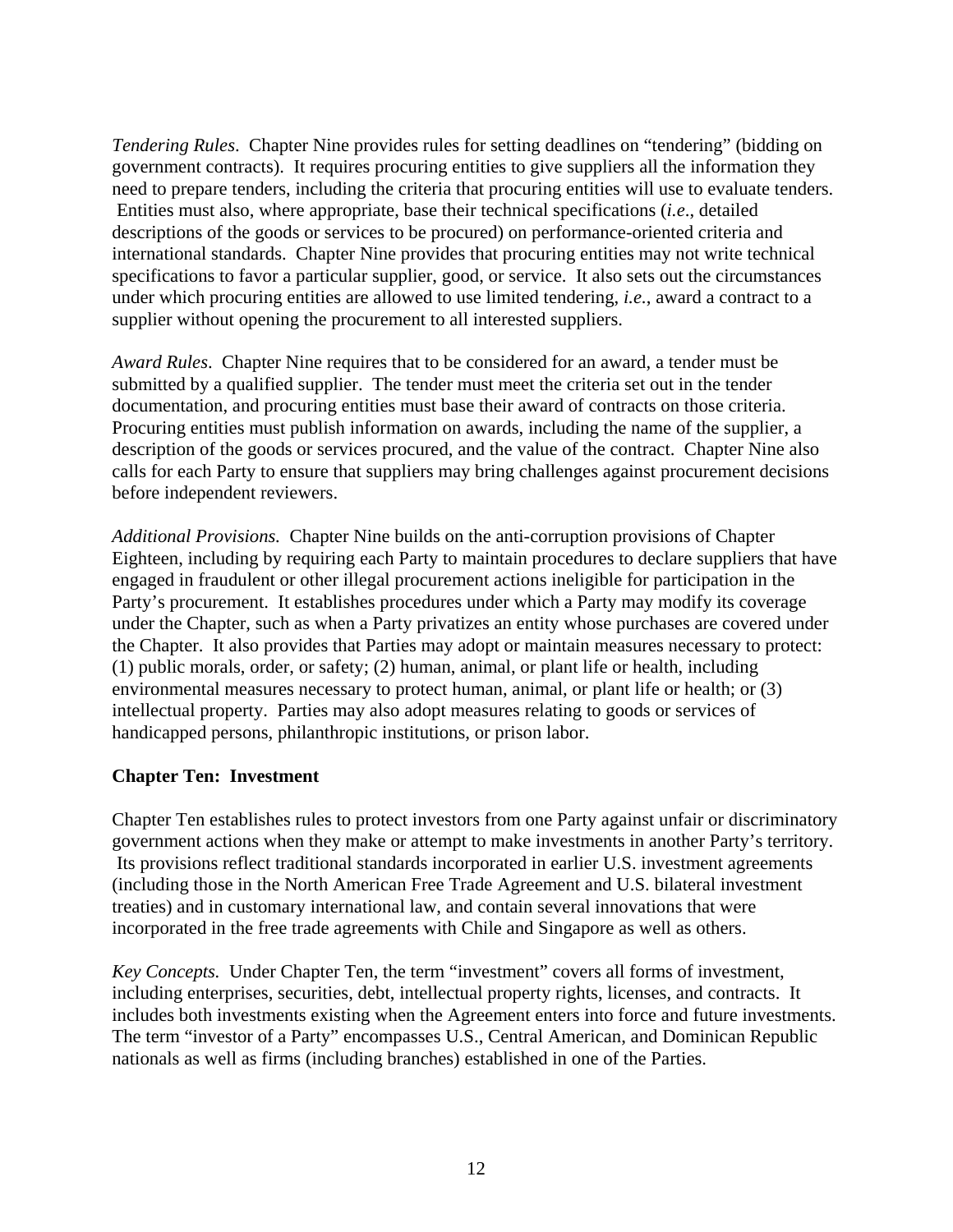*Tendering Rules*. Chapter Nine provides rules for setting deadlines on "tendering" (bidding on government contracts). It requires procuring entities to give suppliers all the information they need to prepare tenders, including the criteria that procuring entities will use to evaluate tenders. Entities must also, where appropriate, base their technical specifications (*i.e*., detailed descriptions of the goods or services to be procured) on performance-oriented criteria and international standards. Chapter Nine provides that procuring entities may not write technical specifications to favor a particular supplier, good, or service. It also sets out the circumstances under which procuring entities are allowed to use limited tendering, *i.e.*, award a contract to a supplier without opening the procurement to all interested suppliers.

*Award Rules*. Chapter Nine requires that to be considered for an award, a tender must be submitted by a qualified supplier. The tender must meet the criteria set out in the tender documentation, and procuring entities must base their award of contracts on those criteria. Procuring entities must publish information on awards, including the name of the supplier, a description of the goods or services procured, and the value of the contract. Chapter Nine also calls for each Party to ensure that suppliers may bring challenges against procurement decisions before independent reviewers.

*Additional Provisions.* Chapter Nine builds on the anti-corruption provisions of Chapter Eighteen, including by requiring each Party to maintain procedures to declare suppliers that have engaged in fraudulent or other illegal procurement actions ineligible for participation in the Party's procurement. It establishes procedures under which a Party may modify its coverage under the Chapter, such as when a Party privatizes an entity whose purchases are covered under the Chapter. It also provides that Parties may adopt or maintain measures necessary to protect: (1) public morals, order, or safety; (2) human, animal, or plant life or health, including environmental measures necessary to protect human, animal, or plant life or health; or (3) intellectual property. Parties may also adopt measures relating to goods or services of handicapped persons, philanthropic institutions, or prison labor.

**Chapter Ten: Investment**

Chapter Ten establishes rules to protect investors from one Party against unfair or discriminatory government actions when they make or attempt to make investments in another Party's territory. Its provisions reflect traditional standards incorporated in earlier U.S. investment agreements (including those in the North American Free Trade Agreement and U.S. bilateral investment treaties) and in customary international law, and contain several innovations that were incorporated in the free trade agreements with Chile and Singapore as well as others.

*Key Concepts.* Under Chapter Ten, the term "investment" covers all forms of investment, including enterprises, securities, debt, intellectual property rights, licenses, and contracts. It includes both investments existing when the Agreement enters into force and future investments. The term "investor of a Party" encompasses U.S., Central American, and Dominican Republic nationals as well as firms (including branches) established in one of the Parties.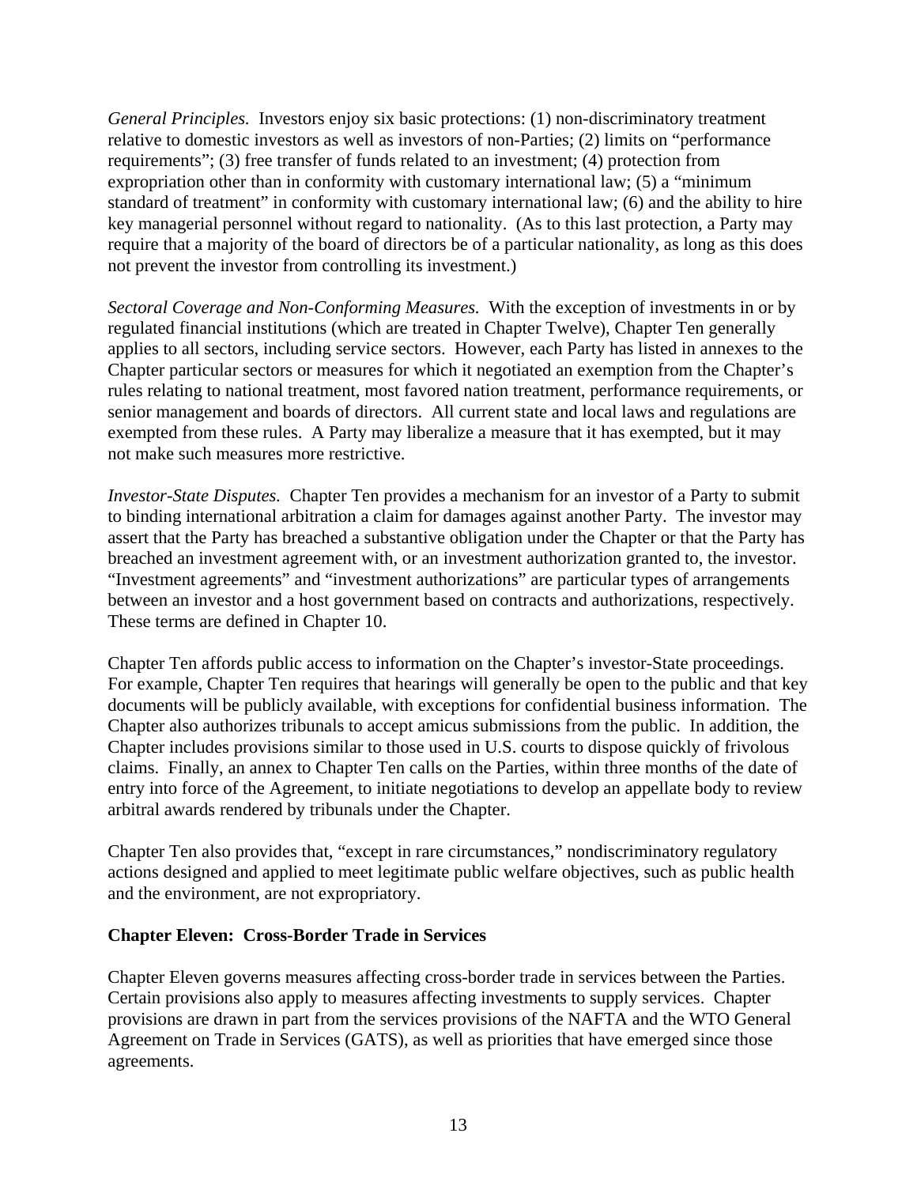*General Principles.* Investors enjoy six basic protections: (1) non-discriminatory treatment relative to domestic investors as well as investors of non-Parties; (2) limits on "performance requirements"; (3) free transfer of funds related to an investment; (4) protection from expropriation other than in conformity with customary international law; (5) a "minimum standard of treatment" in conformity with customary international law; (6) and the ability to hire key managerial personnel without regard to nationality. (As to this last protection, a Party may require that a majority of the board of directors be of a particular nationality, as long as this does not prevent the investor from controlling its investment.)

*Sectoral Coverage and Non-Conforming Measures.* With the exception of investments in or by regulated financial institutions (which are treated in Chapter Twelve), Chapter Ten generally applies to all sectors, including service sectors. However, each Party has listed in annexes to the Chapter particular sectors or measures for which it negotiated an exemption from the Chapter's rules relating to national treatment, most favored nation treatment, performance requirements, or senior management and boards of directors. All current state and local laws and regulations are exempted from these rules. A Party may liberalize a measure that it has exempted, but it may not make such measures more restrictive.

*Investor-State Disputes.* Chapter Ten provides a mechanism for an investor of a Party to submit to binding international arbitration a claim for damages against another Party. The investor may assert that the Party has breached a substantive obligation under the Chapter or that the Party has breached an investment agreement with, or an investment authorization granted to, the investor. "Investment agreements" and "investment authorizations" are particular types of arrangements between an investor and a host government based on contracts and authorizations, respectively. These terms are defined in Chapter 10.

Chapter Ten affords public access to information on the Chapter's investor-State proceedings. For example, Chapter Ten requires that hearings will generally be open to the public and that key documents will be publicly available, with exceptions for confidential business information. The Chapter also authorizes tribunals to accept amicus submissions from the public. In addition, the Chapter includes provisions similar to those used in U.S. courts to dispose quickly of frivolous claims. Finally, an annex to Chapter Ten calls on the Parties, within three months of the date of entry into force of the Agreement, to initiate negotiations to develop an appellate body to review arbitral awards rendered by tribunals under the Chapter.

Chapter Ten also provides that, "except in rare circumstances," nondiscriminatory regulatory actions designed and applied to meet legitimate public welfare objectives, such as public health and the environment, are not expropriatory.

**Chapter Eleven: Cross-Border Trade in Services**

Chapter Eleven governs measures affecting cross-border trade in services between the Parties. Certain provisions also apply to measures affecting investments to supply services. Chapter provisions are drawn in part from the services provisions of the NAFTA and the WTO General Agreement on Trade in Services (GATS), as well as priorities that have emerged since those agreements.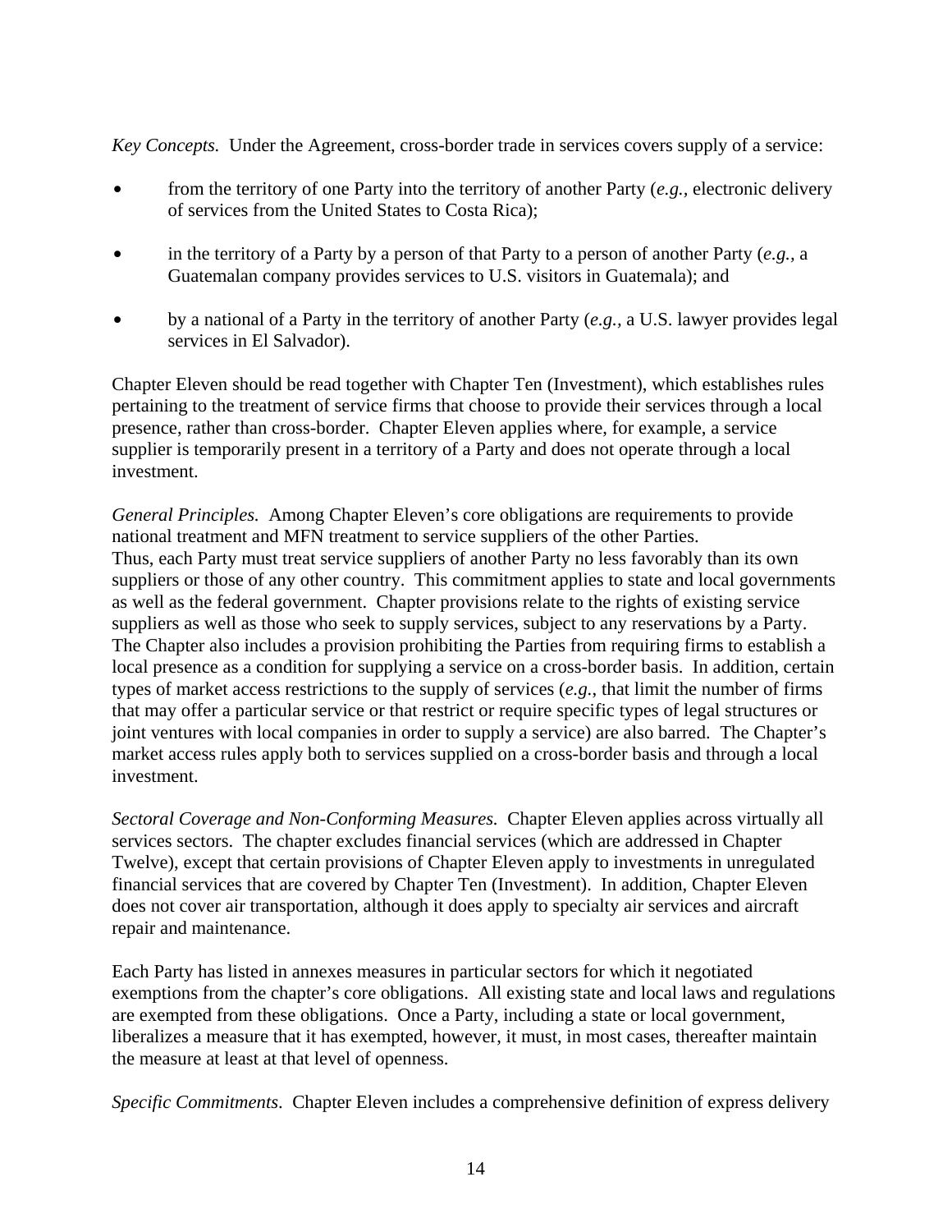*Key Concepts.* Under the Agreement, cross-border trade in services covers supply of a service:

- from the territory of one Party into the territory of another Party (*e.g.*, electronic delivery of services from the United States to Costa Rica);
- in the territory of a Party by a person of that Party to a person of another Party (*e.g.*, a Guatemalan company provides services to U.S. visitors in Guatemala); and
- by a national of a Party in the territory of another Party (*e.g.*, a U.S. lawyer provides legal services in El Salvador).

Chapter Eleven should be read together with Chapter Ten (Investment), which establishes rules pertaining to the treatment of service firms that choose to provide their services through a local presence, rather than cross-border. Chapter Eleven applies where, for example, a service supplier is temporarily present in a territory of a Party and does not operate through a local investment.

*General Principles.* Among Chapter Eleven's core obligations are requirements to provide national treatment and MFN treatment to service suppliers of the other Parties. Thus, each Party must treat service suppliers of another Party no less favorably than its own suppliers or those of any other country. This commitment applies to state and local governments as well as the federal government. Chapter provisions relate to the rights of existing service suppliers as well as those who seek to supply services, subject to any reservations by a Party. The Chapter also includes a provision prohibiting the Parties from requiring firms to establish a local presence as a condition for supplying a service on a cross-border basis. In addition, certain types of market access restrictions to the supply of services (*e.g.*, that limit the number of firms that may offer a particular service or that restrict or require specific types of legal structures or joint ventures with local companies in order to supply a service) are also barred. The Chapter's market access rules apply both to services supplied on a cross-border basis and through a local investment.

*Sectoral Coverage and Non-Conforming Measures.* Chapter Eleven applies across virtually all services sectors. The chapter excludes financial services (which are addressed in Chapter Twelve), except that certain provisions of Chapter Eleven apply to investments in unregulated financial services that are covered by Chapter Ten (Investment). In addition, Chapter Eleven does not cover air transportation, although it does apply to specialty air services and aircraft repair and maintenance.

Each Party has listed in annexes measures in particular sectors for which it negotiated exemptions from the chapter's core obligations. All existing state and local laws and regulations are exempted from these obligations. Once a Party, including a state or local government, liberalizes a measure that it has exempted, however, it must, in most cases, thereafter maintain the measure at least at that level of openness.

*Specific Commitments*. Chapter Eleven includes a comprehensive definition of express delivery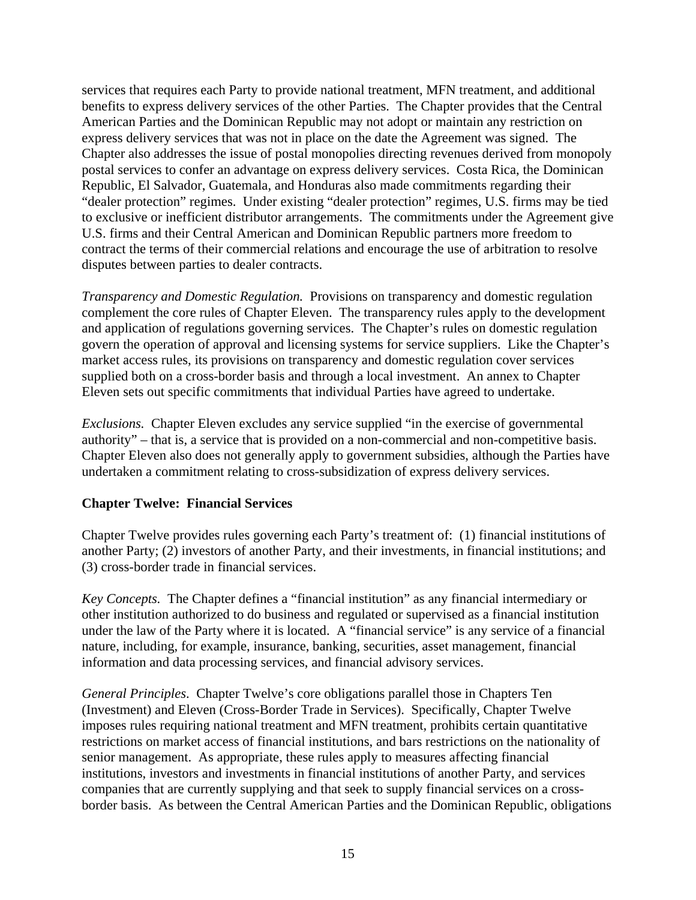services that requires each Party to provide national treatment, MFN treatment, and additional benefits to express delivery services of the other Parties. The Chapter provides that the Central American Parties and the Dominican Republic may not adopt or maintain any restriction on express delivery services that was not in place on the date the Agreement was signed. The Chapter also addresses the issue of postal monopolies directing revenues derived from monopoly postal services to confer an advantage on express delivery services. Costa Rica, the Dominican Republic, El Salvador, Guatemala, and Honduras also made commitments regarding their "dealer protection" regimes. Under existing "dealer protection" regimes, U.S. firms may be tied to exclusive or inefficient distributor arrangements. The commitments under the Agreement give U.S. firms and their Central American and Dominican Republic partners more freedom to contract the terms of their commercial relations and encourage the use of arbitration to resolve disputes between parties to dealer contracts.

*Transparency and Domestic Regulation.* Provisions on transparency and domestic regulation complement the core rules of Chapter Eleven. The transparency rules apply to the development and application of regulations governing services. The Chapter's rules on domestic regulation govern the operation of approval and licensing systems for service suppliers. Like the Chapter's market access rules, its provisions on transparency and domestic regulation cover services supplied both on a cross-border basis and through a local investment. An annex to Chapter Eleven sets out specific commitments that individual Parties have agreed to undertake.

*Exclusions.* Chapter Eleven excludes any service supplied "in the exercise of governmental authority" – that is, a service that is provided on a non-commercial and non-competitive basis. Chapter Eleven also does not generally apply to government subsidies, although the Parties have undertaken a commitment relating to cross-subsidization of express delivery services.

## Chapter Twelve: Financial Services

Chapter Twelve provides rules governing each Party's treatment of: (1) financial institutions of another Party; (2) investors of another Party, and their investments, in financial institutions; and (3) cross-border trade in financial services.

*Key Concepts.* The Chapter defines a "financial institution" as any financial intermediary or other institution authorized to do business and regulated or supervised as a financial institution under the law of the Party where it is located. A "financial service" is any service of a financial nature, including, for example, insurance, banking, securities, asset management, financial information and data processing services, and financial advisory services.

*General Principles.* Chapter Twelve's core obligations parallel those in Chapters Ten (Investment) and Eleven (Cross-Border Trade in Services). Specifically, Chapter Twelve imposes rules requiring national treatment and MFN treatment, prohibits certain quantitative restrictions on market access of financial institutions, and bars restrictions on the nationality of senior management. As appropriate, these rules apply to measures affecting financial institutions, investors and investments in financial institutions of another Party, and services companies that are currently supplying and that seek to supply financial services on a cross-border basis. As between the Central American Parties and the Dominican Republic, obligations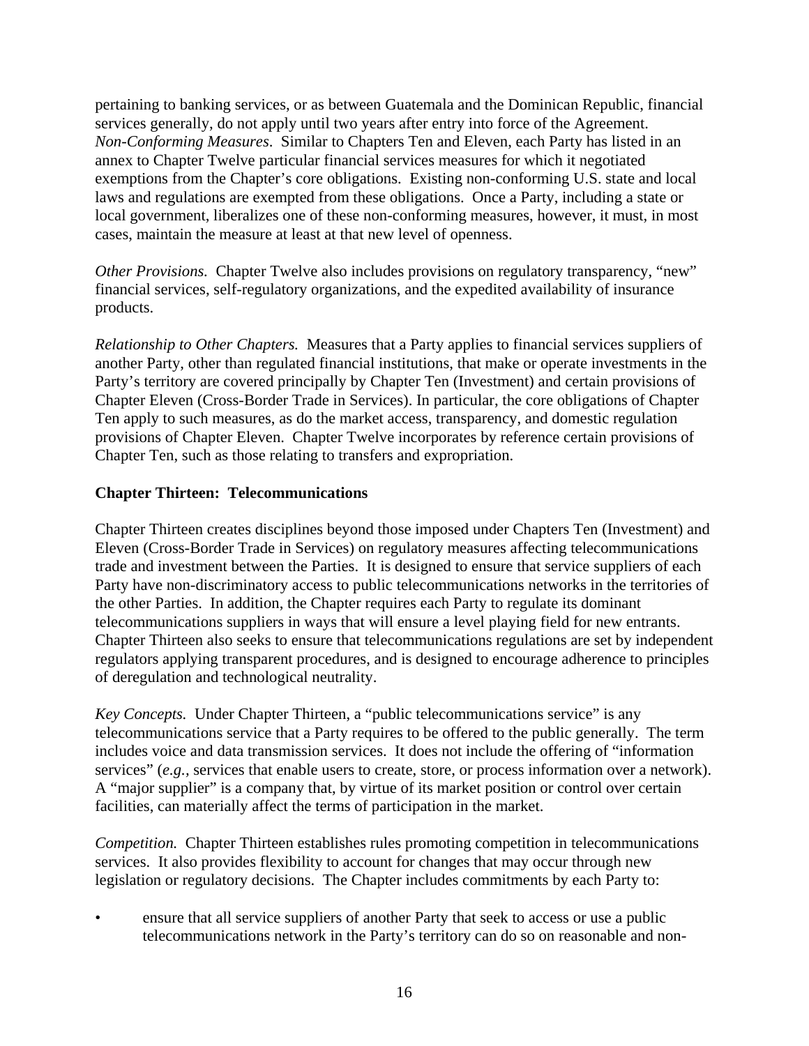pertaining to banking services, or as between Guatemala and the Dominican Republic, financial services generally, do not apply until two years after entry into force of the Agreement. *Non-Conforming Measures*. Similar to Chapters Ten and Eleven, each Party has listed in an annex to Chapter Twelve particular financial services measures for which it negotiated exemptions from the Chapter's core obligations. Existing non-conforming U.S. state and local laws and regulations are exempted from these obligations. Once a Party, including a state or local government, liberalizes one of these non-conforming measures, however, it must, in most cases, maintain the measure at least at that new level of openness.

*Other Provisions.* Chapter Twelve also includes provisions on regulatory transparency, "new" financial services, self-regulatory organizations, and the expedited availability of insurance products.

*Relationship to Other Chapters.* Measures that a Party applies to financial services suppliers of another Party, other than regulated financial institutions, that make or operate investments in the Party's territory are covered principally by Chapter Ten (Investment) and certain provisions of Chapter Eleven (Cross-Border Trade in Services). In particular, the core obligations of Chapter Ten apply to such measures, as do the market access, transparency, and domestic regulation provisions of Chapter Eleven. Chapter Twelve incorporates by reference certain provisions of Chapter Ten, such as those relating to transfers and expropriation.

**Chapter Thirteen: Telecommunications**

Chapter Thirteen creates disciplines beyond those imposed under Chapters Ten (Investment) and Eleven (Cross-Border Trade in Services) on regulatory measures affecting telecommunications trade and investment between the Parties. It is designed to ensure that service suppliers of each Party have non-discriminatory access to public telecommunications networks in the territories of the other Parties. In addition, the Chapter requires each Party to regulate its dominant telecommunications suppliers in ways that will ensure a level playing field for new entrants. Chapter Thirteen also seeks to ensure that telecommunications regulations are set by independent regulators applying transparent procedures, and is designed to encourage adherence to principles of deregulation and technological neutrality.

*Key Concepts.* Under Chapter Thirteen, a "public telecommunications service" is any telecommunications service that a Party requires to be offered to the public generally. The term includes voice and data transmission services. It does not include the offering of "information services" (*e.g.,* services that enable users to create, store, or process information over a network). A "major supplier" is a company that, by virtue of its market position or control over certain facilities, can materially affect the terms of participation in the market.

*Competition.* Chapter Thirteen establishes rules promoting competition in telecommunications services. It also provides flexibility to account for changes that may occur through new legislation or regulatory decisions. The Chapter includes commitments by each Party to:

- ensure that all service suppliers of another Party that seek to access or use a public telecommunications network in the Party's territory can do so on reasonable and non-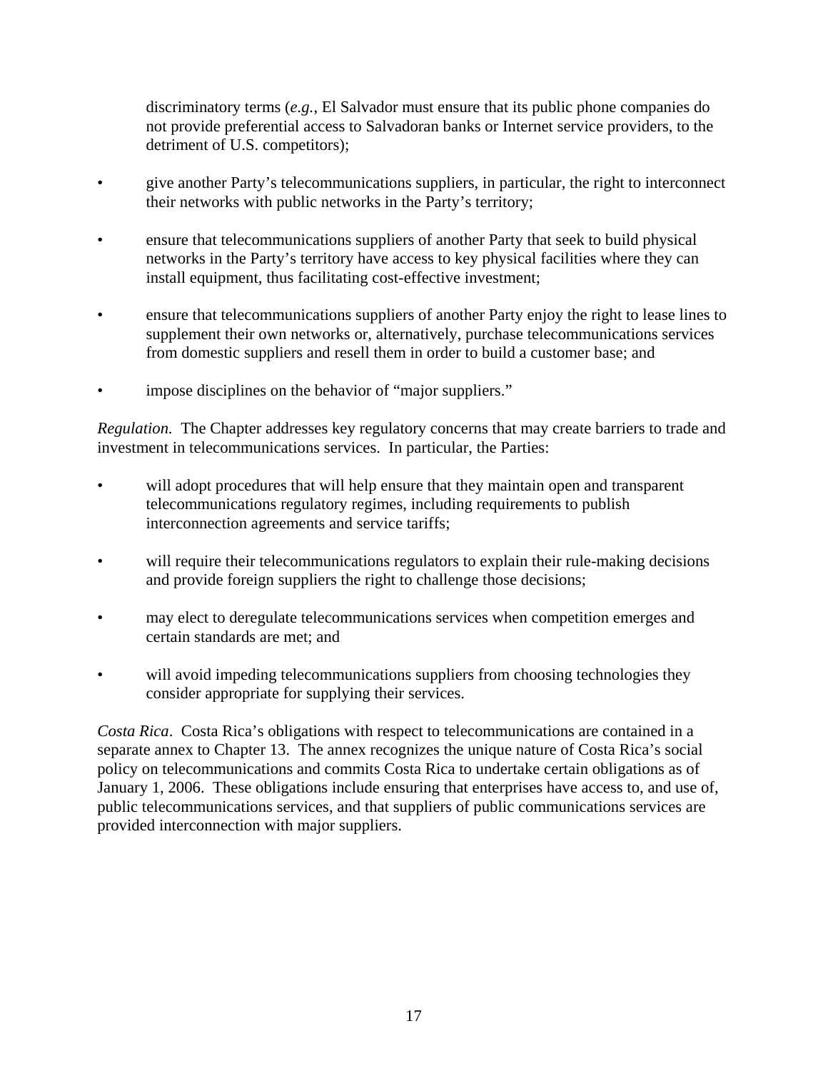discriminatory terms (*e.g.*, El Salvador must ensure that its public phone companies do not provide preferential access to Salvadoran banks or Internet service providers, to the detriment of U.S. competitors);

- give another Party's telecommunications suppliers, in particular, the right to interconnect their networks with public networks in the Party's territory;
- ensure that telecommunications suppliers of another Party that seek to build physical networks in the Party's territory have access to key physical facilities where they can install equipment, thus facilitating cost-effective investment;
- ensure that telecommunications suppliers of another Party enjoy the right to lease lines to supplement their own networks or, alternatively, purchase telecommunications services from domestic suppliers and resell them in order to build a customer base; and
- impose disciplines on the behavior of "major suppliers."

*Regulation.* The Chapter addresses key regulatory concerns that may create barriers to trade and investment in telecommunications services. In particular, the Parties:

- will adopt procedures that will help ensure that they maintain open and transparent telecommunications regulatory regimes, including requirements to publish interconnection agreements and service tariffs;
- will require their telecommunications regulators to explain their rule-making decisions and provide foreign suppliers the right to challenge those decisions;
- may elect to deregulate telecommunications services when competition emerges and certain standards are met; and
- will avoid impeding telecommunications suppliers from choosing technologies they consider appropriate for supplying their services.

*Costa Rica*. Costa Rica's obligations with respect to telecommunications are contained in a separate annex to Chapter 13. The annex recognizes the unique nature of Costa Rica's social policy on telecommunications and commits Costa Rica to undertake certain obligations as of January 1, 2006. These obligations include ensuring that enterprises have access to, and use of, public telecommunications services, and that suppliers of public communications services are provided interconnection with major suppliers.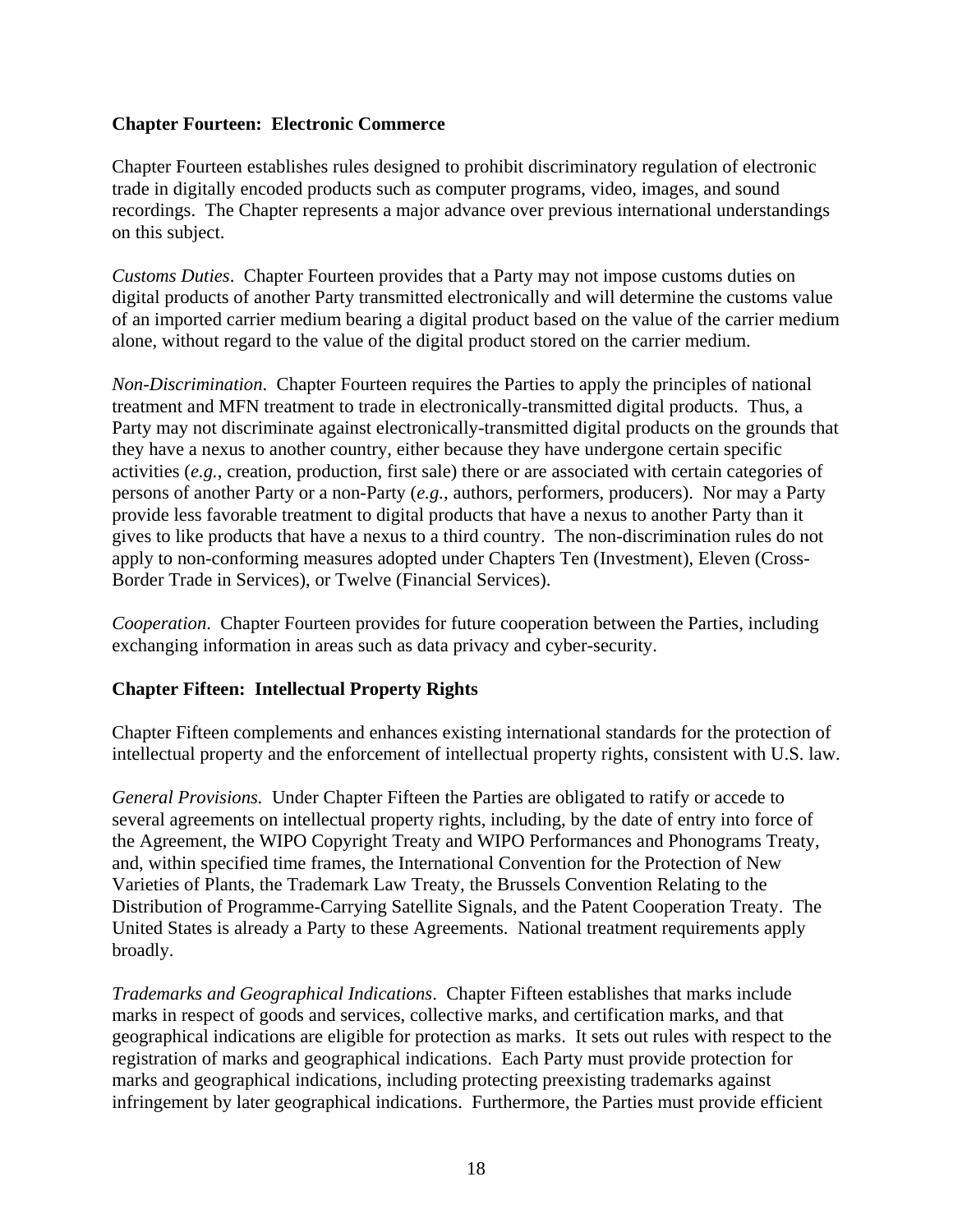**Chapter Fourteen: Electronic Commerce**

Chapter Fourteen establishes rules designed to prohibit discriminatory regulation of electronic trade in digitally encoded products such as computer programs, video, images, and sound recordings. The Chapter represents a major advance over previous international understandings on this subject.

*Customs Duties*. Chapter Fourteen provides that a Party may not impose customs duties on digital products of another Party transmitted electronically and will determine the customs value of an imported carrier medium bearing a digital product based on the value of the carrier medium alone, without regard to the value of the digital product stored on the carrier medium.

*Non-Discrimination*. Chapter Fourteen requires the Parties to apply the principles of national treatment and MFN treatment to trade in electronically-transmitted digital products. Thus, a Party may not discriminate against electronically-transmitted digital products on the grounds that they have a nexus to another country, either because they have undergone certain specific activities (*e.g.*, creation, production, first sale) there or are associated with certain categories of persons of another Party or a non-Party (*e.g.*, authors, performers, producers). Nor may a Party provide less favorable treatment to digital products that have a nexus to another Party than it gives to like products that have a nexus to a third country. The non-discrimination rules do not apply to non-conforming measures adopted under Chapters Ten (Investment), Eleven (Cross-Border Trade in Services), or Twelve (Financial Services).

*Cooperation*. Chapter Fourteen provides for future cooperation between the Parties, including exchanging information in areas such as data privacy and cyber-security.

**Chapter Fifteen: Intellectual Property Rights**

Chapter Fifteen complements and enhances existing international standards for the protection of intellectual property and the enforcement of intellectual property rights, consistent with U.S. law.

*General Provisions.* Under Chapter Fifteen the Parties are obligated to ratify or accede to several agreements on intellectual property rights, including, by the date of entry into force of the Agreement, the WIPO Copyright Treaty and WIPO Performances and Phonograms Treaty, and, within specified time frames, the International Convention for the Protection of New Varieties of Plants, the Trademark Law Treaty, the Brussels Convention Relating to the Distribution of Programme-Carrying Satellite Signals, and the Patent Cooperation Treaty. The United States is already a Party to these Agreements. National treatment requirements apply broadly.

*Trademarks and Geographical Indications*. Chapter Fifteen establishes that marks include marks in respect of goods and services, collective marks, and certification marks, and that geographical indications are eligible for protection as marks. It sets out rules with respect to the registration of marks and geographical indications. Each Party must provide protection for marks and geographical indications, including protecting preexisting trademarks against infringement by later geographical indications. Furthermore, the Parties must provide efficient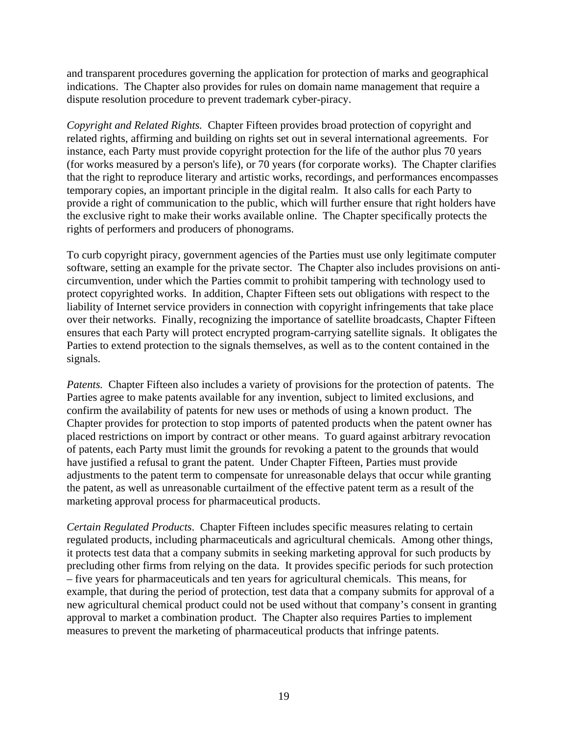and transparent procedures governing the application for protection of marks and geographical indications. The Chapter also provides for rules on domain name management that require a dispute resolution procedure to prevent trademark cyber-piracy.

*Copyright and Related Rights.* Chapter Fifteen provides broad protection of copyright and related rights, affirming and building on rights set out in several international agreements. For instance, each Party must provide copyright protection for the life of the author plus 70 years (for works measured by a person's life), or 70 years (for corporate works). The Chapter clarifies that the right to reproduce literary and artistic works, recordings, and performances encompasses temporary copies, an important principle in the digital realm. It also calls for each Party to provide a right of communication to the public, which will further ensure that right holders have the exclusive right to make their works available online. The Chapter specifically protects the rights of performers and producers of phonograms.

To curb copyright piracy, government agencies of the Parties must use only legitimate computer software, setting an example for the private sector. The Chapter also includes provisions on anti-circumvention, under which the Parties commit to prohibit tampering with technology used to protect copyrighted works. In addition, Chapter Fifteen sets out obligations with respect to the liability of Internet service providers in connection with copyright infringements that take place over their networks. Finally, recognizing the importance of satellite broadcasts, Chapter Fifteen ensures that each Party will protect encrypted program-carrying satellite signals. It obligates the Parties to extend protection to the signals themselves, as well as to the content contained in the signals.

*Patents.* Chapter Fifteen also includes a variety of provisions for the protection of patents. The Parties agree to make patents available for any invention, subject to limited exclusions, and confirm the availability of patents for new uses or methods of using a known product. The Chapter provides for protection to stop imports of patented products when the patent owner has placed restrictions on import by contract or other means. To guard against arbitrary revocation of patents, each Party must limit the grounds for revoking a patent to the grounds that would have justified a refusal to grant the patent. Under Chapter Fifteen, Parties must provide adjustments to the patent term to compensate for unreasonable delays that occur while granting the patent, as well as unreasonable curtailment of the effective patent term as a result of the marketing approval process for pharmaceutical products.

*Certain Regulated Products*. Chapter Fifteen includes specific measures relating to certain regulated products, including pharmaceuticals and agricultural chemicals. Among other things, it protects test data that a company submits in seeking marketing approval for such products by precluding other firms from relying on the data. It provides specific periods for such protection – five years for pharmaceuticals and ten years for agricultural chemicals. This means, for example, that during the period of protection, test data that a company submits for approval of a new agricultural chemical product could not be used without that company's consent in granting approval to market a combination product. The Chapter also requires Parties to implement measures to prevent the marketing of pharmaceutical products that infringe patents.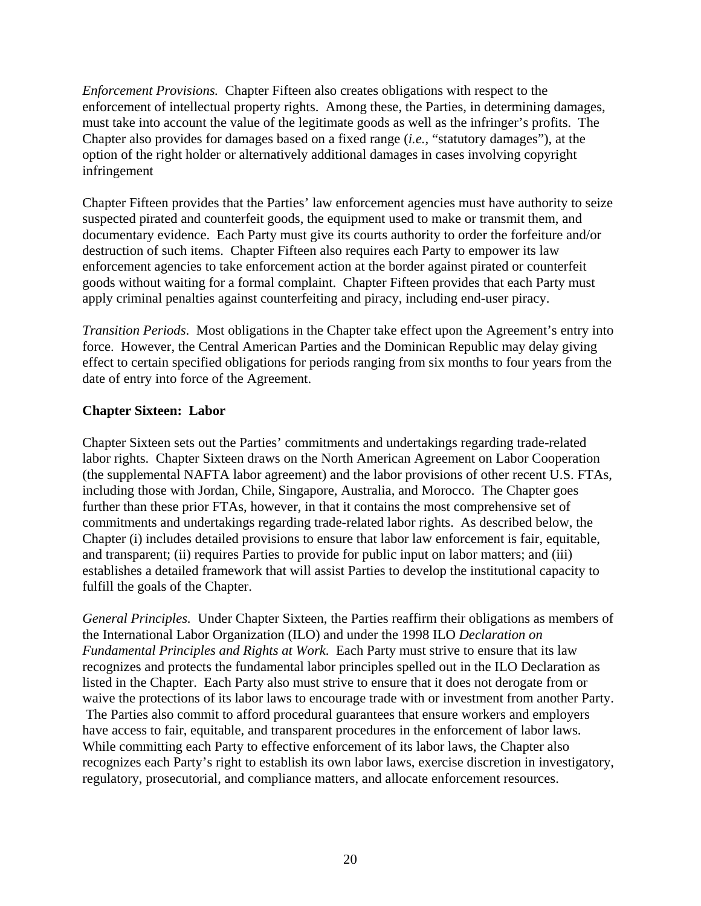*Enforcement Provisions.* Chapter Fifteen also creates obligations with respect to the enforcement of intellectual property rights. Among these, the Parties, in determining damages, must take into account the value of the legitimate goods as well as the infringer's profits. The Chapter also provides for damages based on a fixed range (*i.e.*, "statutory damages"), at the option of the right holder or alternatively additional damages in cases involving copyright infringement

Chapter Fifteen provides that the Parties' law enforcement agencies must have authority to seize suspected pirated and counterfeit goods, the equipment used to make or transmit them, and documentary evidence. Each Party must give its courts authority to order the forfeiture and/or destruction of such items. Chapter Fifteen also requires each Party to empower its law enforcement agencies to take enforcement action at the border against pirated or counterfeit goods without waiting for a formal complaint. Chapter Fifteen provides that each Party must apply criminal penalties against counterfeiting and piracy, including end-user piracy.

*Transition Periods*. Most obligations in the Chapter take effect upon the Agreement's entry into force. However, the Central American Parties and the Dominican Republic may delay giving effect to certain specified obligations for periods ranging from six months to four years from the date of entry into force of the Agreement.

**Chapter Sixteen: Labor**

Chapter Sixteen sets out the Parties' commitments and undertakings regarding trade-related labor rights. Chapter Sixteen draws on the North American Agreement on Labor Cooperation (the supplemental NAFTA labor agreement) and the labor provisions of other recent U.S. FTAs, including those with Jordan, Chile, Singapore, Australia, and Morocco. The Chapter goes further than these prior FTAs, however, in that it contains the most comprehensive set of commitments and undertakings regarding trade-related labor rights. As described below, the Chapter (i) includes detailed provisions to ensure that labor law enforcement is fair, equitable, and transparent; (ii) requires Parties to provide for public input on labor matters; and (iii) establishes a detailed framework that will assist Parties to develop the institutional capacity to fulfill the goals of the Chapter.

*General Principles.* Under Chapter Sixteen, the Parties reaffirm their obligations as members of the International Labor Organization (ILO) and under the 1998 ILO *Declaration on Fundamental Principles and Rights at Work*. Each Party must strive to ensure that its law recognizes and protects the fundamental labor principles spelled out in the ILO Declaration as listed in the Chapter. Each Party also must strive to ensure that it does not derogate from or waive the protections of its labor laws to encourage trade with or investment from another Party. The Parties also commit to afford procedural guarantees that ensure workers and employers have access to fair, equitable, and transparent procedures in the enforcement of labor laws. While committing each Party to effective enforcement of its labor laws, the Chapter also recognizes each Party's right to establish its own labor laws, exercise discretion in investigatory, regulatory, prosecutorial, and compliance matters, and allocate enforcement resources.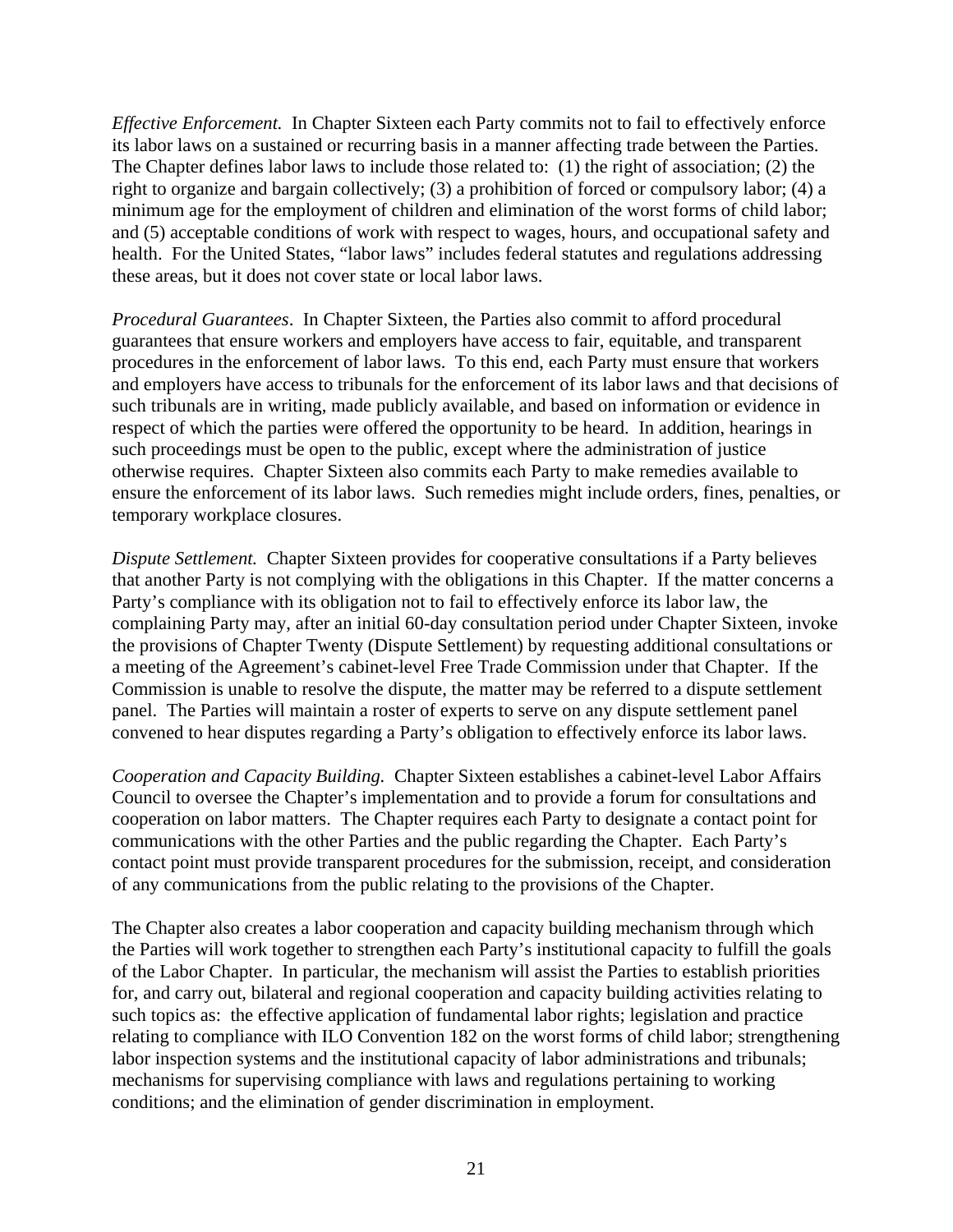*Effective Enforcement.* In Chapter Sixteen each Party commits not to fail to effectively enforce its labor laws on a sustained or recurring basis in a manner affecting trade between the Parties. The Chapter defines labor laws to include those related to: (1) the right of association; (2) the right to organize and bargain collectively; (3) a prohibition of forced or compulsory labor; (4) a minimum age for the employment of children and elimination of the worst forms of child labor; and (5) acceptable conditions of work with respect to wages, hours, and occupational safety and health. For the United States, "labor laws" includes federal statutes and regulations addressing these areas, but it does not cover state or local labor laws.

*Procedural Guarantees*. In Chapter Sixteen, the Parties also commit to afford procedural guarantees that ensure workers and employers have access to fair, equitable, and transparent procedures in the enforcement of labor laws. To this end, each Party must ensure that workers and employers have access to tribunals for the enforcement of its labor laws and that decisions of such tribunals are in writing, made publicly available, and based on information or evidence in respect of which the parties were offered the opportunity to be heard. In addition, hearings in such proceedings must be open to the public, except where the administration of justice otherwise requires. Chapter Sixteen also commits each Party to make remedies available to ensure the enforcement of its labor laws. Such remedies might include orders, fines, penalties, or temporary workplace closures.

*Dispute Settlement.* Chapter Sixteen provides for cooperative consultations if a Party believes that another Party is not complying with the obligations in this Chapter. If the matter concerns a Party's compliance with its obligation not to fail to effectively enforce its labor law, the complaining Party may, after an initial 60-day consultation period under Chapter Sixteen, invoke the provisions of Chapter Twenty (Dispute Settlement) by requesting additional consultations or a meeting of the Agreement's cabinet-level Free Trade Commission under that Chapter. If the Commission is unable to resolve the dispute, the matter may be referred to a dispute settlement panel. The Parties will maintain a roster of experts to serve on any dispute settlement panel convened to hear disputes regarding a Party's obligation to effectively enforce its labor laws.

*Cooperation and Capacity Building.* Chapter Sixteen establishes a cabinet-level Labor Affairs Council to oversee the Chapter's implementation and to provide a forum for consultations and cooperation on labor matters. The Chapter requires each Party to designate a contact point for communications with the other Parties and the public regarding the Chapter. Each Party's contact point must provide transparent procedures for the submission, receipt, and consideration of any communications from the public relating to the provisions of the Chapter.

The Chapter also creates a labor cooperation and capacity building mechanism through which the Parties will work together to strengthen each Party's institutional capacity to fulfill the goals of the Labor Chapter. In particular, the mechanism will assist the Parties to establish priorities for, and carry out, bilateral and regional cooperation and capacity building activities relating to such topics as: the effective application of fundamental labor rights; legislation and practice relating to compliance with ILO Convention 182 on the worst forms of child labor; strengthening labor inspection systems and the institutional capacity of labor administrations and tribunals; mechanisms for supervising compliance with laws and regulations pertaining to working conditions; and the elimination of gender discrimination in employment.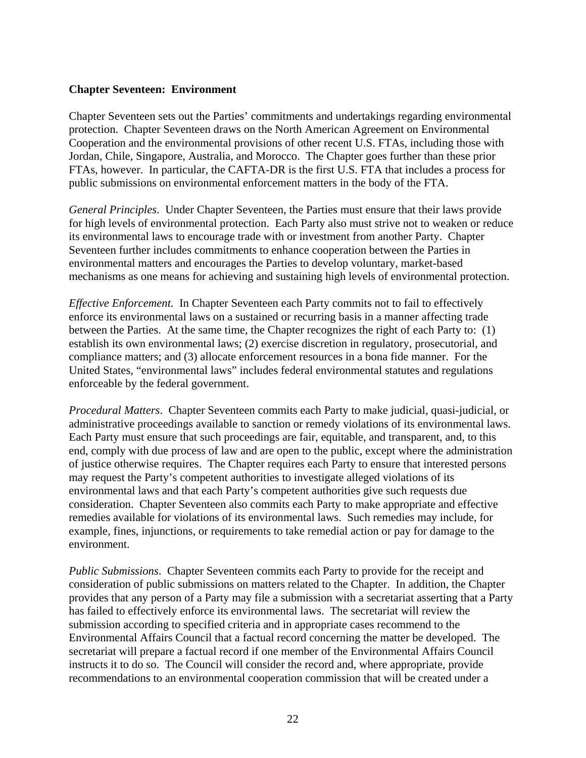**Chapter Seventeen: Environment**

Chapter Seventeen sets out the Parties' commitments and undertakings regarding environmental protection. Chapter Seventeen draws on the North American Agreement on Environmental Cooperation and the environmental provisions of other recent U.S. FTAs, including those with Jordan, Chile, Singapore, Australia, and Morocco. The Chapter goes further than these prior FTAs, however. In particular, the CAFTA-DR is the first U.S. FTA that includes a process for public submissions on environmental enforcement matters in the body of the FTA.

*General Principles*. Under Chapter Seventeen, the Parties must ensure that their laws provide for high levels of environmental protection. Each Party also must strive not to weaken or reduce its environmental laws to encourage trade with or investment from another Party. Chapter Seventeen further includes commitments to enhance cooperation between the Parties in environmental matters and encourages the Parties to develop voluntary, market-based mechanisms as one means for achieving and sustaining high levels of environmental protection.

*Effective Enforcement.* In Chapter Seventeen each Party commits not to fail to effectively enforce its environmental laws on a sustained or recurring basis in a manner affecting trade between the Parties. At the same time, the Chapter recognizes the right of each Party to: (1) establish its own environmental laws; (2) exercise discretion in regulatory, prosecutorial, and compliance matters; and (3) allocate enforcement resources in a bona fide manner. For the United States, "environmental laws" includes federal environmental statutes and regulations enforceable by the federal government.

*Procedural Matters*. Chapter Seventeen commits each Party to make judicial, quasi-judicial, or administrative proceedings available to sanction or remedy violations of its environmental laws. Each Party must ensure that such proceedings are fair, equitable, and transparent, and, to this end, comply with due process of law and are open to the public, except where the administration of justice otherwise requires. The Chapter requires each Party to ensure that interested persons may request the Party's competent authorities to investigate alleged violations of its environmental laws and that each Party's competent authorities give such requests due consideration. Chapter Seventeen also commits each Party to make appropriate and effective remedies available for violations of its environmental laws. Such remedies may include, for example, fines, injunctions, or requirements to take remedial action or pay for damage to the environment.

*Public Submissions*. Chapter Seventeen commits each Party to provide for the receipt and consideration of public submissions on matters related to the Chapter. In addition, the Chapter provides that any person of a Party may file a submission with a secretariat asserting that a Party has failed to effectively enforce its environmental laws. The secretariat will review the submission according to specified criteria and in appropriate cases recommend to the Environmental Affairs Council that a factual record concerning the matter be developed. The secretariat will prepare a factual record if one member of the Environmental Affairs Council instructs it to do so. The Council will consider the record and, where appropriate, provide recommendations to an environmental cooperation commission that will be created under a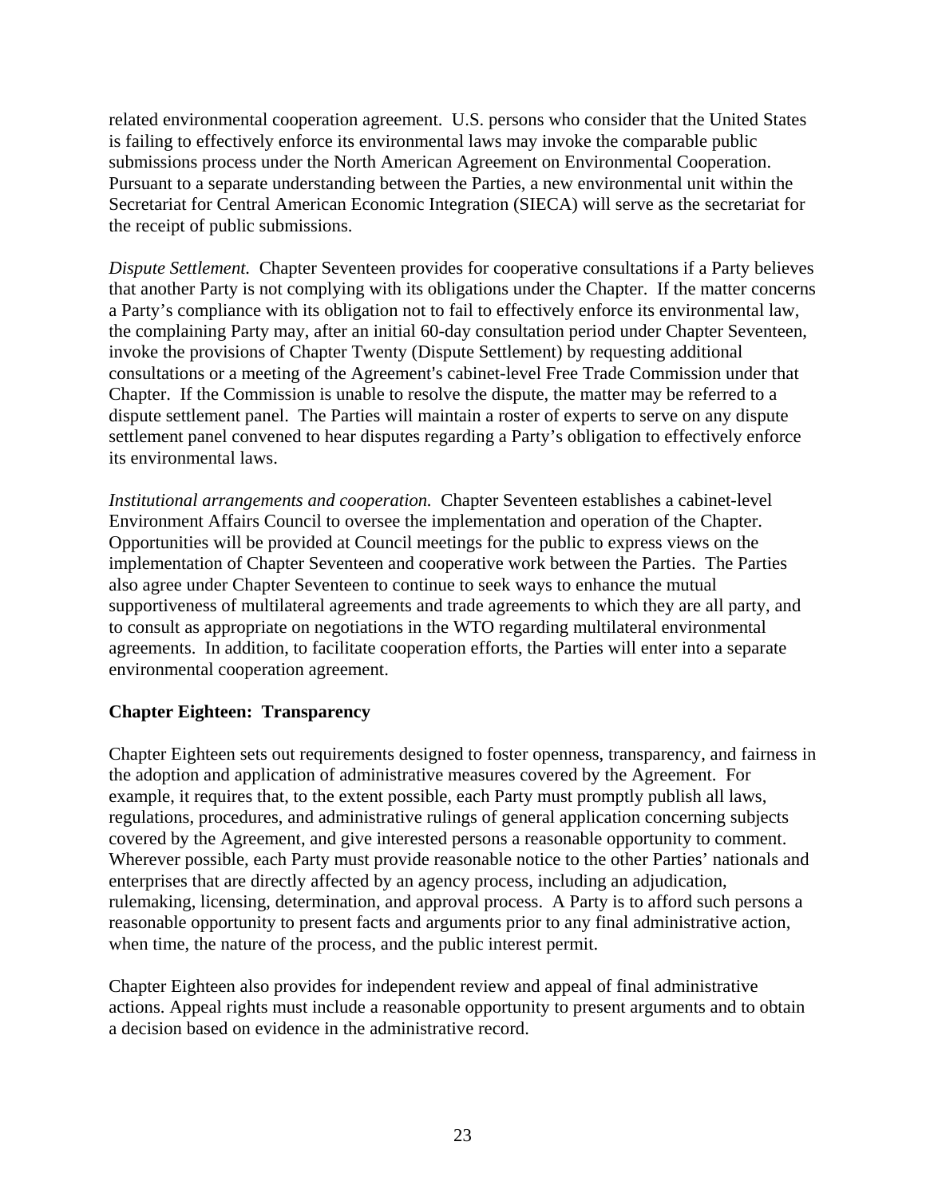related environmental cooperation agreement. U.S. persons who consider that the United States is failing to effectively enforce its environmental laws may invoke the comparable public submissions process under the North American Agreement on Environmental Cooperation. Pursuant to a separate understanding between the Parties, a new environmental unit within the Secretariat for Central American Economic Integration (SIECA) will serve as the secretariat for the receipt of public submissions.

*Dispute Settlement.* Chapter Seventeen provides for cooperative consultations if a Party believes that another Party is not complying with its obligations under the Chapter. If the matter concerns a Party's compliance with its obligation not to fail to effectively enforce its environmental law, the complaining Party may, after an initial 60-day consultation period under Chapter Seventeen, invoke the provisions of Chapter Twenty (Dispute Settlement) by requesting additional consultations or a meeting of the Agreement's cabinet-level Free Trade Commission under that Chapter. If the Commission is unable to resolve the dispute, the matter may be referred to a dispute settlement panel. The Parties will maintain a roster of experts to serve on any dispute settlement panel convened to hear disputes regarding a Party's obligation to effectively enforce its environmental laws.

*Institutional arrangements and cooperation.* Chapter Seventeen establishes a cabinet-level Environment Affairs Council to oversee the implementation and operation of the Chapter. Opportunities will be provided at Council meetings for the public to express views on the implementation of Chapter Seventeen and cooperative work between the Parties. The Parties also agree under Chapter Seventeen to continue to seek ways to enhance the mutual supportiveness of multilateral agreements and trade agreements to which they are all party, and to consult as appropriate on negotiations in the WTO regarding multilateral environmental agreements. In addition, to facilitate cooperation efforts, the Parties will enter into a separate environmental cooperation agreement.

## Chapter Eighteen: Transparency

Chapter Eighteen sets out requirements designed to foster openness, transparency, and fairness in the adoption and application of administrative measures covered by the Agreement. For example, it requires that, to the extent possible, each Party must promptly publish all laws, regulations, procedures, and administrative rulings of general application concerning subjects covered by the Agreement, and give interested persons a reasonable opportunity to comment. Wherever possible, each Party must provide reasonable notice to the other Parties' nationals and enterprises that are directly affected by an agency process, including an adjudication, rulemaking, licensing, determination, and approval process. A Party is to afford such persons a reasonable opportunity to present facts and arguments prior to any final administrative action, when time, the nature of the process, and the public interest permit.

Chapter Eighteen also provides for independent review and appeal of final administrative actions. Appeal rights must include a reasonable opportunity to present arguments and to obtain a decision based on evidence in the administrative record.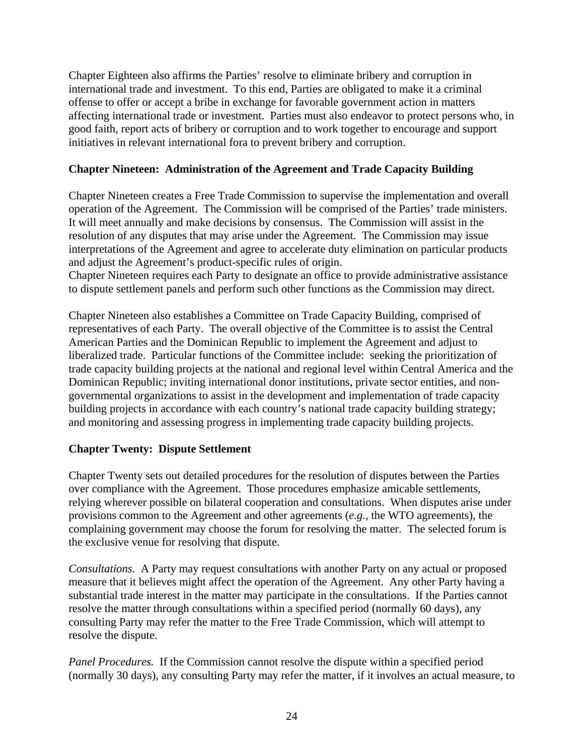Chapter Eighteen also affirms the Parties' resolve to eliminate bribery and corruption in international trade and investment. To this end, Parties are obligated to make it a criminal offense to offer or accept a bribe in exchange for favorable government action in matters affecting international trade or investment. Parties must also endeavor to protect persons who, in good faith, report acts of bribery or corruption and to work together to encourage and support initiatives in relevant international fora to prevent bribery and corruption.

**Chapter Nineteen: Administration of the Agreement and Trade Capacity Building**

Chapter Nineteen creates a Free Trade Commission to supervise the implementation and overall operation of the Agreement. The Commission will be comprised of the Parties' trade ministers. It will meet annually and make decisions by consensus. The Commission will assist in the resolution of any disputes that may arise under the Agreement. The Commission may issue interpretations of the Agreement and agree to accelerate duty elimination on particular products and adjust the Agreement's product-specific rules of origin.
Chapter Nineteen requires each Party to designate an office to provide administrative assistance to dispute settlement panels and perform such other functions as the Commission may direct.

Chapter Nineteen also establishes a Committee on Trade Capacity Building, comprised of representatives of each Party. The overall objective of the Committee is to assist the Central American Parties and the Dominican Republic to implement the Agreement and adjust to liberalized trade. Particular functions of the Committee include: seeking the prioritization of trade capacity building projects at the national and regional level within Central America and the Dominican Republic; inviting international donor institutions, private sector entities, and non-governmental organizations to assist in the development and implementation of trade capacity building projects in accordance with each country's national trade capacity building strategy; and monitoring and assessing progress in implementing trade capacity building projects.

**Chapter Twenty: Dispute Settlement**

Chapter Twenty sets out detailed procedures for the resolution of disputes between the Parties over compliance with the Agreement. Those procedures emphasize amicable settlements, relying wherever possible on bilateral cooperation and consultations. When disputes arise under provisions common to the Agreement and other agreements (*e.g.*, the WTO agreements), the complaining government may choose the forum for resolving the matter. The selected forum is the exclusive venue for resolving that dispute.

*Consultations.* A Party may request consultations with another Party on any actual or proposed measure that it believes might affect the operation of the Agreement. Any other Party having a substantial trade interest in the matter may participate in the consultations. If the Parties cannot resolve the matter through consultations within a specified period (normally 60 days), any consulting Party may refer the matter to the Free Trade Commission, which will attempt to resolve the dispute.

*Panel Procedures.* If the Commission cannot resolve the dispute within a specified period (normally 30 days), any consulting Party may refer the matter, if it involves an actual measure, to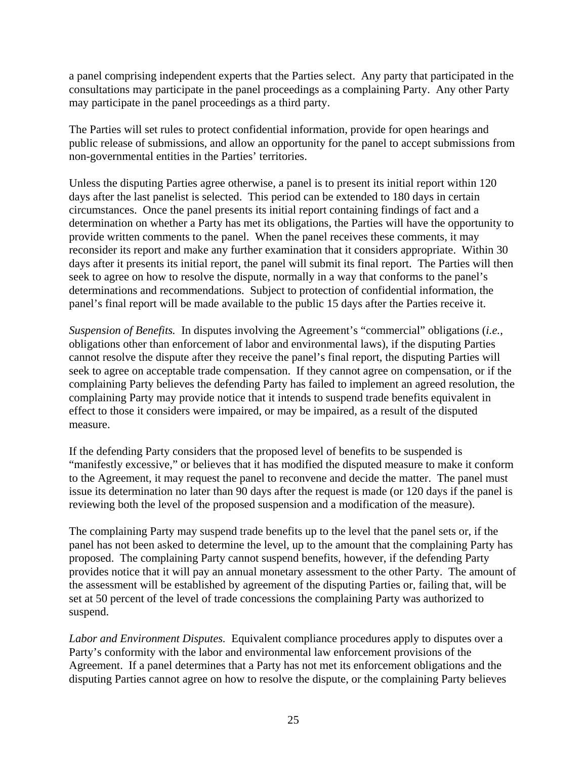a panel comprising independent experts that the Parties select. Any party that participated in the consultations may participate in the panel proceedings as a complaining Party. Any other Party may participate in the panel proceedings as a third party.

The Parties will set rules to protect confidential information, provide for open hearings and public release of submissions, and allow an opportunity for the panel to accept submissions from non-governmental entities in the Parties' territories.

Unless the disputing Parties agree otherwise, a panel is to present its initial report within 120 days after the last panelist is selected. This period can be extended to 180 days in certain circumstances. Once the panel presents its initial report containing findings of fact and a determination on whether a Party has met its obligations, the Parties will have the opportunity to provide written comments to the panel. When the panel receives these comments, it may reconsider its report and make any further examination that it considers appropriate. Within 30 days after it presents its initial report, the panel will submit its final report. The Parties will then seek to agree on how to resolve the dispute, normally in a way that conforms to the panel's determinations and recommendations. Subject to protection of confidential information, the panel's final report will be made available to the public 15 days after the Parties receive it.

*Suspension of Benefits.* In disputes involving the Agreement's "commercial" obligations (*i.e.*, obligations other than enforcement of labor and environmental laws), if the disputing Parties cannot resolve the dispute after they receive the panel's final report, the disputing Parties will seek to agree on acceptable trade compensation. If they cannot agree on compensation, or if the complaining Party believes the defending Party has failed to implement an agreed resolution, the complaining Party may provide notice that it intends to suspend trade benefits equivalent in effect to those it considers were impaired, or may be impaired, as a result of the disputed measure.

If the defending Party considers that the proposed level of benefits to be suspended is "manifestly excessive," or believes that it has modified the disputed measure to make it conform to the Agreement, it may request the panel to reconvene and decide the matter. The panel must issue its determination no later than 90 days after the request is made (or 120 days if the panel is reviewing both the level of the proposed suspension and a modification of the measure).

The complaining Party may suspend trade benefits up to the level that the panel sets or, if the panel has not been asked to determine the level, up to the amount that the complaining Party has proposed. The complaining Party cannot suspend benefits, however, if the defending Party provides notice that it will pay an annual monetary assessment to the other Party. The amount of the assessment will be established by agreement of the disputing Parties or, failing that, will be set at 50 percent of the level of trade concessions the complaining Party was authorized to suspend.

*Labor and Environment Disputes.* Equivalent compliance procedures apply to disputes over a Party's conformity with the labor and environmental law enforcement provisions of the Agreement. If a panel determines that a Party has not met its enforcement obligations and the disputing Parties cannot agree on how to resolve the dispute, or the complaining Party believes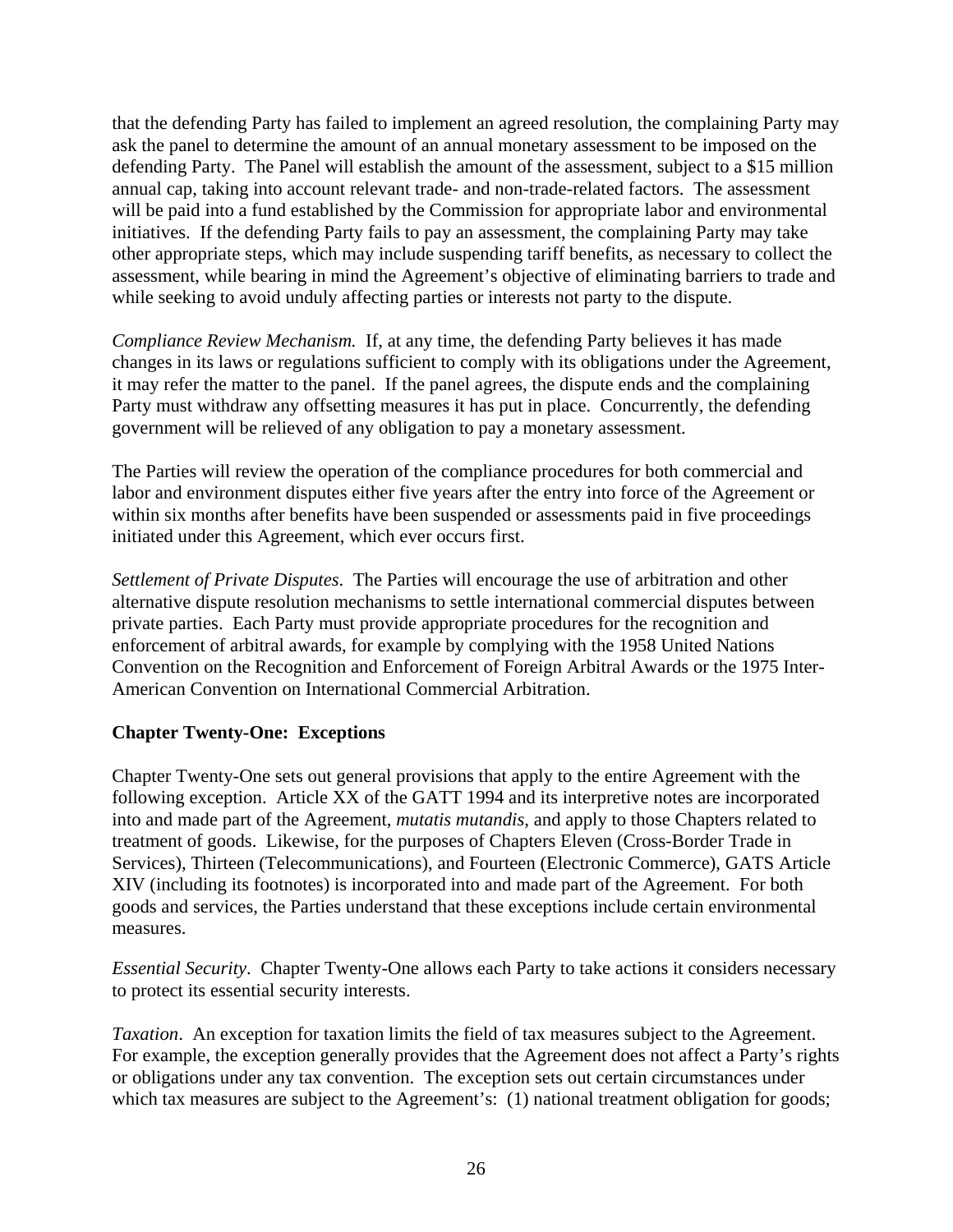that the defending Party has failed to implement an agreed resolution, the complaining Party may ask the panel to determine the amount of an annual monetary assessment to be imposed on the defending Party. The Panel will establish the amount of the assessment, subject to a $15 million annual cap, taking into account relevant trade- and non-trade-related factors. The assessment will be paid into a fund established by the Commission for appropriate labor and environmental initiatives. If the defending Party fails to pay an assessment, the complaining Party may take other appropriate steps, which may include suspending tariff benefits, as necessary to collect the assessment, while bearing in mind the Agreement's objective of eliminating barriers to trade and while seeking to avoid unduly affecting parties or interests not party to the dispute.

*Compliance Review Mechanism.* If, at any time, the defending Party believes it has made changes in its laws or regulations sufficient to comply with its obligations under the Agreement, it may refer the matter to the panel. If the panel agrees, the dispute ends and the complaining Party must withdraw any offsetting measures it has put in place. Concurrently, the defending government will be relieved of any obligation to pay a monetary assessment.

The Parties will review the operation of the compliance procedures for both commercial and labor and environment disputes either five years after the entry into force of the Agreement or within six months after benefits have been suspended or assessments paid in five proceedings initiated under this Agreement, which ever occurs first.

*Settlement of Private Disputes*. The Parties will encourage the use of arbitration and other alternative dispute resolution mechanisms to settle international commercial disputes between private parties. Each Party must provide appropriate procedures for the recognition and enforcement of arbitral awards, for example by complying with the 1958 United Nations Convention on the Recognition and Enforcement of Foreign Arbitral Awards or the 1975 Inter-American Convention on International Commercial Arbitration.

**Chapter Twenty-One: Exceptions**

Chapter Twenty-One sets out general provisions that apply to the entire Agreement with the following exception. Article XX of the GATT 1994 and its interpretive notes are incorporated into and made part of the Agreement, *mutatis mutandis,* and apply to those Chapters related to treatment of goods. Likewise, for the purposes of Chapters Eleven (Cross-Border Trade in Services), Thirteen (Telecommunications), and Fourteen (Electronic Commerce), GATS Article XIV (including its footnotes) is incorporated into and made part of the Agreement. For both goods and services, the Parties understand that these exceptions include certain environmental measures.

*Essential Security*. Chapter Twenty-One allows each Party to take actions it considers necessary to protect its essential security interests.

*Taxation*. An exception for taxation limits the field of tax measures subject to the Agreement. For example, the exception generally provides that the Agreement does not affect a Party's rights or obligations under any tax convention. The exception sets out certain circumstances under which tax measures are subject to the Agreement's: (1) national treatment obligation for goods;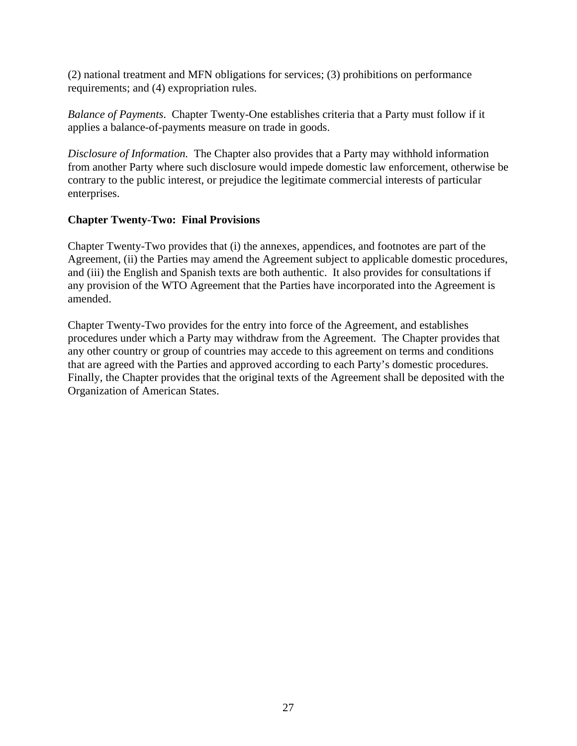(2) national treatment and MFN obligations for services; (3) prohibitions on performance requirements; and (4) expropriation rules.

*Balance of Payments.* Chapter Twenty-One establishes criteria that a Party must follow if it applies a balance-of-payments measure on trade in goods.

*Disclosure of Information.* The Chapter also provides that a Party may withhold information from another Party where such disclosure would impede domestic law enforcement, otherwise be contrary to the public interest, or prejudice the legitimate commercial interests of particular enterprises.

**Chapter Twenty-Two: Final Provisions**

Chapter Twenty-Two provides that (i) the annexes, appendices, and footnotes are part of the Agreement, (ii) the Parties may amend the Agreement subject to applicable domestic procedures, and (iii) the English and Spanish texts are both authentic. It also provides for consultations if any provision of the WTO Agreement that the Parties have incorporated into the Agreement is amended.

Chapter Twenty-Two provides for the entry into force of the Agreement, and establishes procedures under which a Party may withdraw from the Agreement. The Chapter provides that any other country or group of countries may accede to this agreement on terms and conditions that are agreed with the Parties and approved according to each Party's domestic procedures. Finally, the Chapter provides that the original texts of the Agreement shall be deposited with the Organization of American States.